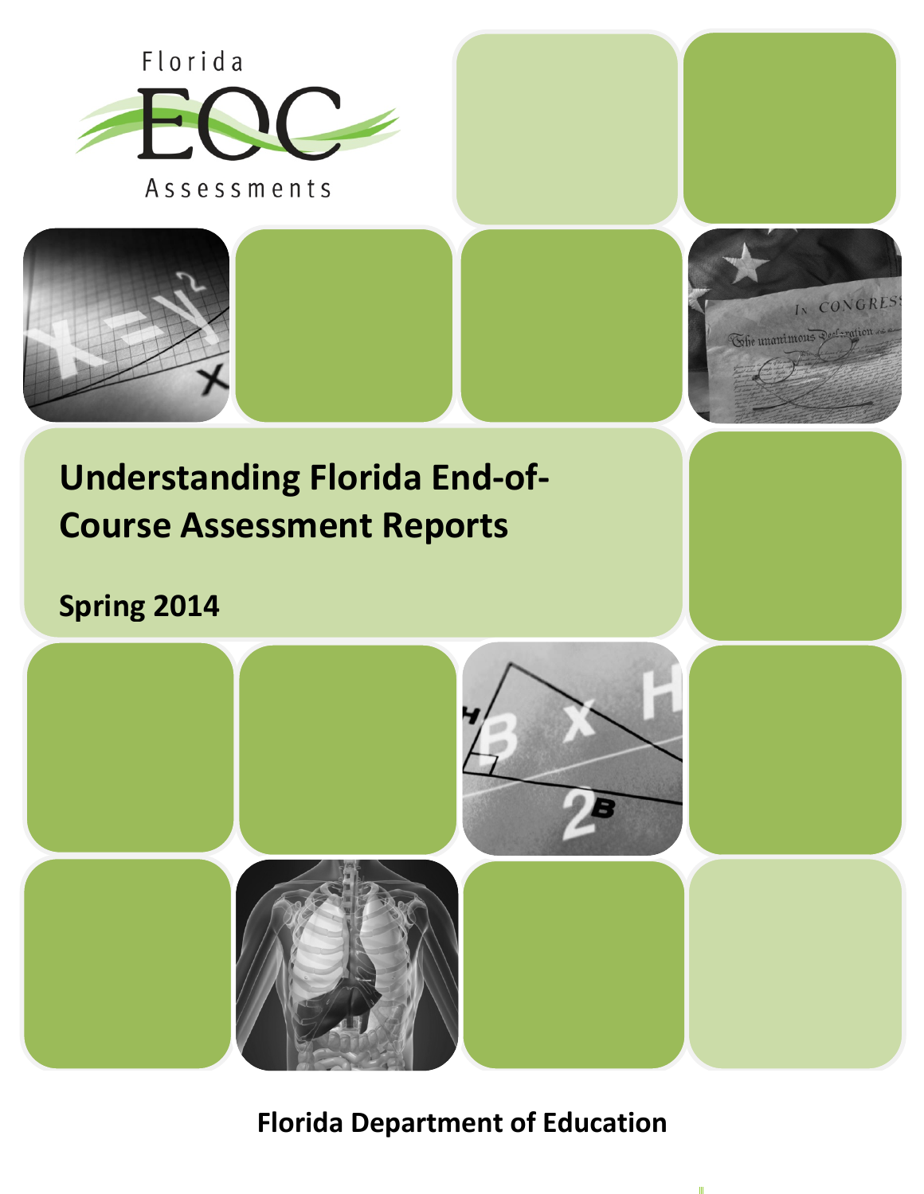Florida EOC Assessments

# Understanding Florida End-of-Course Assessment Reports

## Spring 2014

Florida Department of Education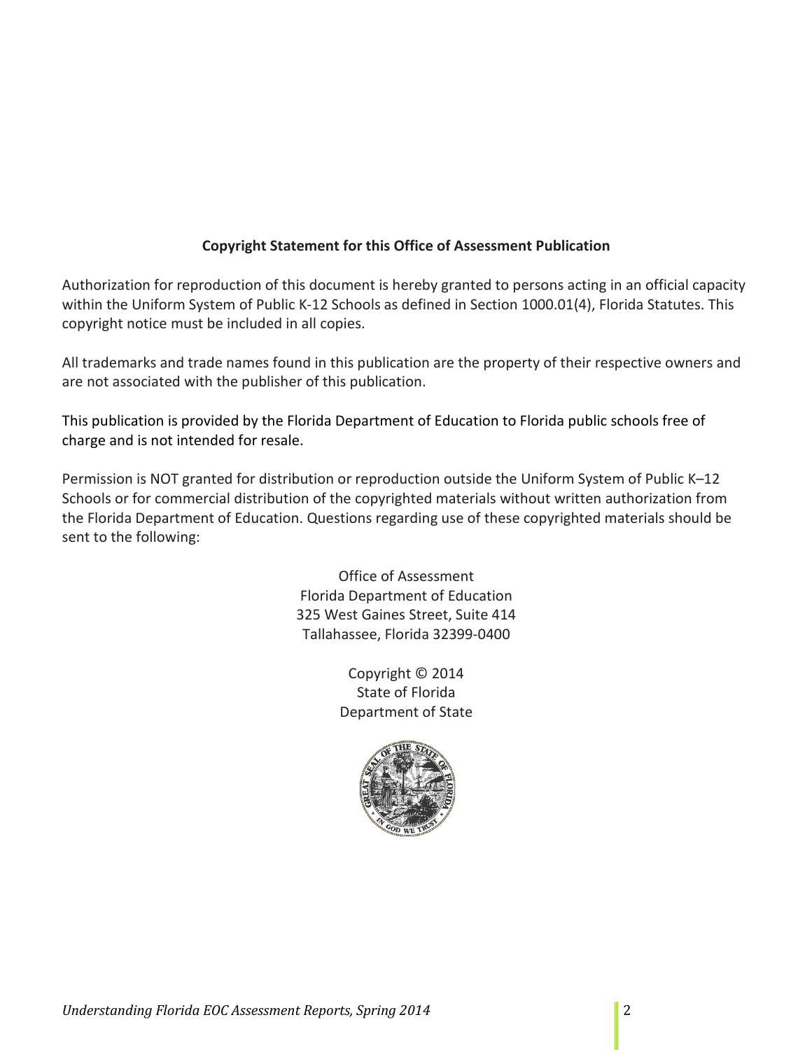**Copyright Statement for this Office of Assessment Publication**

Authorization for reproduction of this document is hereby granted to persons acting in an official capacity within the Uniform System of Public K-12 Schools as defined in Section 1000.01(4), Florida Statutes. This copyright notice must be included in all copies.

All trademarks and trade names found in this publication are the property of their respective owners and are not associated with the publisher of this publication.

This publication is provided by the Florida Department of Education to Florida public schools free of charge and is not intended for resale.

Permission is NOT granted for distribution or reproduction outside the Uniform System of Public K–12 Schools or for commercial distribution of the copyrighted materials without written authorization from the Florida Department of Education. Questions regarding use of these copyrighted materials should be sent to the following:

Office of Assessment
Florida Department of Education
325 West Gaines Street, Suite 414
Tallahassee, Florida 32399-0400

Copyright © 2014
State of Florida
Department of State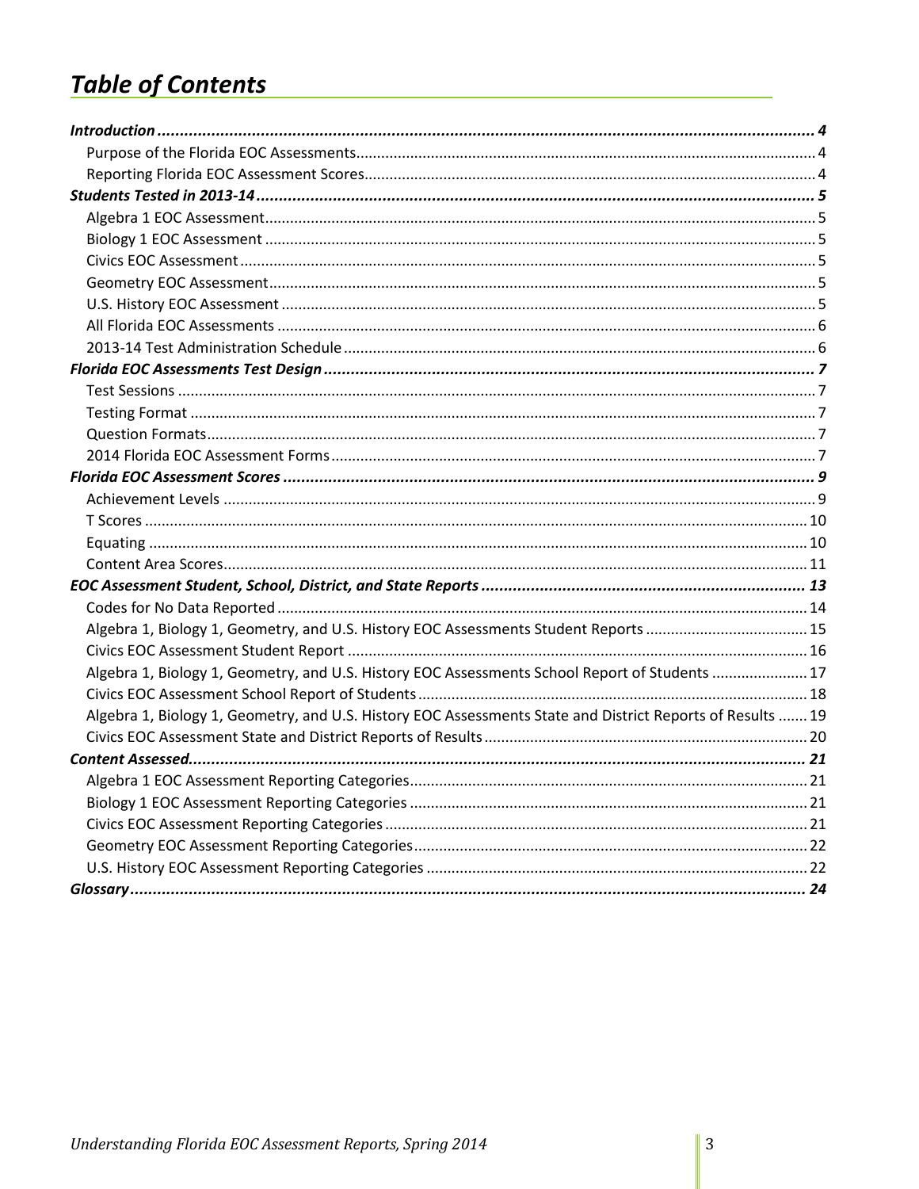# *Table of Contents*

***Introduction*** ... ***4***
- Purpose of the Florida EOC Assessments ... 4
- Reporting Florida EOC Assessment Scores ... 4

***Students Tested in 2013-14*** ... ***5***
- Algebra 1 EOC Assessment ... 5
- Biology 1 EOC Assessment ... 5
- Civics EOC Assessment ... 5
- Geometry EOC Assessment ... 5
- U.S. History EOC Assessment ... 5
- All Florida EOC Assessments ... 6
- 2013-14 Test Administration Schedule ... 6

***Florida EOC Assessments Test Design*** ... ***7***
- Test Sessions ... 7
- Testing Format ... 7
- Question Formats ... 7
- 2014 Florida EOC Assessment Forms ... 7

***Florida EOC Assessment Scores*** ... ***9***
- Achievement Levels ... 9
- T Scores ... 10
- Equating ... 10
- Content Area Scores ... 11

***EOC Assessment Student, School, District, and State Reports*** ... ***13***
- Codes for No Data Reported ... 14
- Algebra 1, Biology 1, Geometry, and U.S. History EOC Assessments Student Reports ... 15
- Civics EOC Assessment Student Report ... 16
- Algebra 1, Biology 1, Geometry, and U.S. History EOC Assessments School Report of Students ... 17
- Civics EOC Assessment School Report of Students ... 18
- Algebra 1, Biology 1, Geometry, and U.S. History EOC Assessments State and District Reports of Results ... 19
- Civics EOC Assessment State and District Reports of Results ... 20

***Content Assessed*** ... ***21***
- Algebra 1 EOC Assessment Reporting Categories ... 21
- Biology 1 EOC Assessment Reporting Categories ... 21
- Civics EOC Assessment Reporting Categories ... 21
- Geometry EOC Assessment Reporting Categories ... 22
- U.S. History EOC Assessment Reporting Categories ... 22

***Glossary*** ... ***24***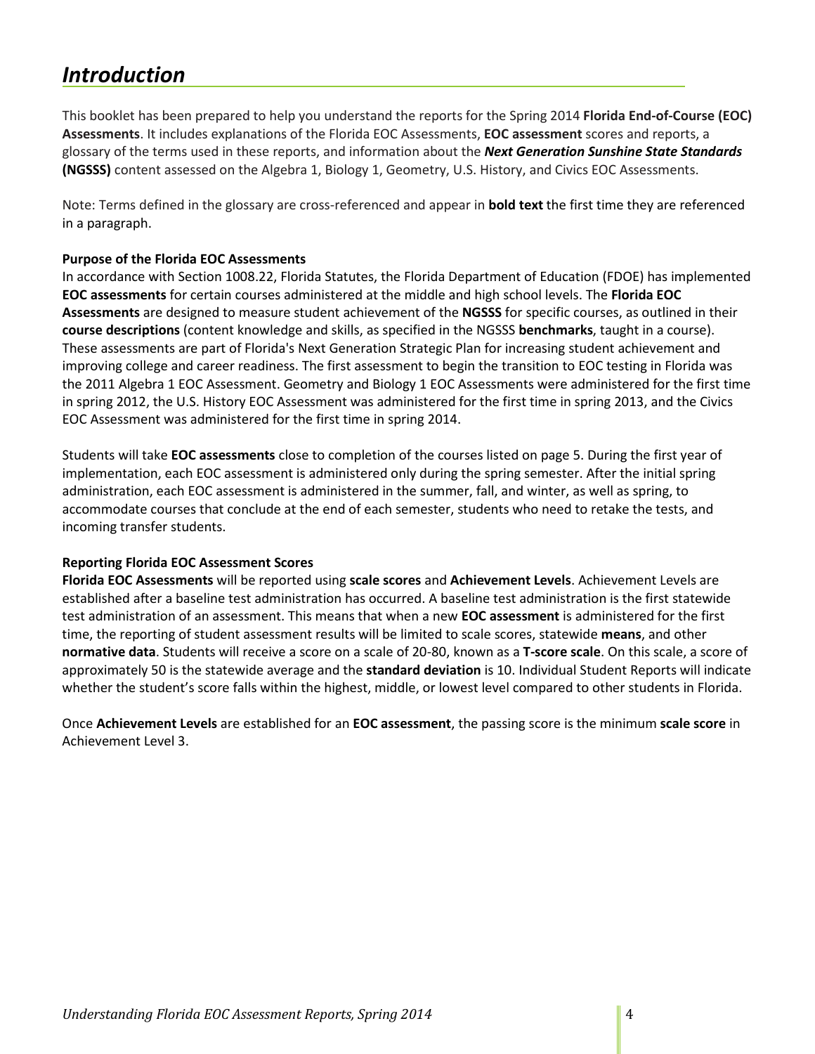# *Introduction*

This booklet has been prepared to help you understand the reports for the Spring 2014 **Florida End-of-Course (EOC) Assessments**. It includes explanations of the Florida EOC Assessments, **EOC assessment** scores and reports, a glossary of the terms used in these reports, and information about the ***Next Generation Sunshine State Standards*** **(NGSSS)** content assessed on the Algebra 1, Biology 1, Geometry, U.S. History, and Civics EOC Assessments.

Note: Terms defined in the glossary are cross-referenced and appear in **bold text** the first time they are referenced in a paragraph.

**Purpose of the Florida EOC Assessments**

In accordance with Section 1008.22, Florida Statutes, the Florida Department of Education (FDOE) has implemented **EOC assessments** for certain courses administered at the middle and high school levels. The **Florida EOC Assessments** are designed to measure student achievement of the **NGSSS** for specific courses, as outlined in their **course descriptions** (content knowledge and skills, as specified in the NGSSS **benchmarks**, taught in a course). These assessments are part of Florida's Next Generation Strategic Plan for increasing student achievement and improving college and career readiness. The first assessment to begin the transition to EOC testing in Florida was the 2011 Algebra 1 EOC Assessment. Geometry and Biology 1 EOC Assessments were administered for the first time in spring 2012, the U.S. History EOC Assessment was administered for the first time in spring 2013, and the Civics EOC Assessment was administered for the first time in spring 2014.

Students will take **EOC assessments** close to completion of the courses listed on page 5. During the first year of implementation, each EOC assessment is administered only during the spring semester. After the initial spring administration, each EOC assessment is administered in the summer, fall, and winter, as well as spring, to accommodate courses that conclude at the end of each semester, students who need to retake the tests, and incoming transfer students.

**Reporting Florida EOC Assessment Scores**

**Florida EOC Assessments** will be reported using **scale scores** and **Achievement Levels**. Achievement Levels are established after a baseline test administration has occurred. A baseline test administration is the first statewide test administration of an assessment. This means that when a new **EOC assessment** is administered for the first time, the reporting of student assessment results will be limited to scale scores, statewide **means**, and other **normative data**. Students will receive a score on a scale of 20-80, known as a **T-score scale**. On this scale, a score of approximately 50 is the statewide average and the **standard deviation** is 10. Individual Student Reports will indicate whether the student's score falls within the highest, middle, or lowest level compared to other students in Florida.

Once **Achievement Levels** are established for an **EOC assessment**, the passing score is the minimum **scale score** in Achievement Level 3.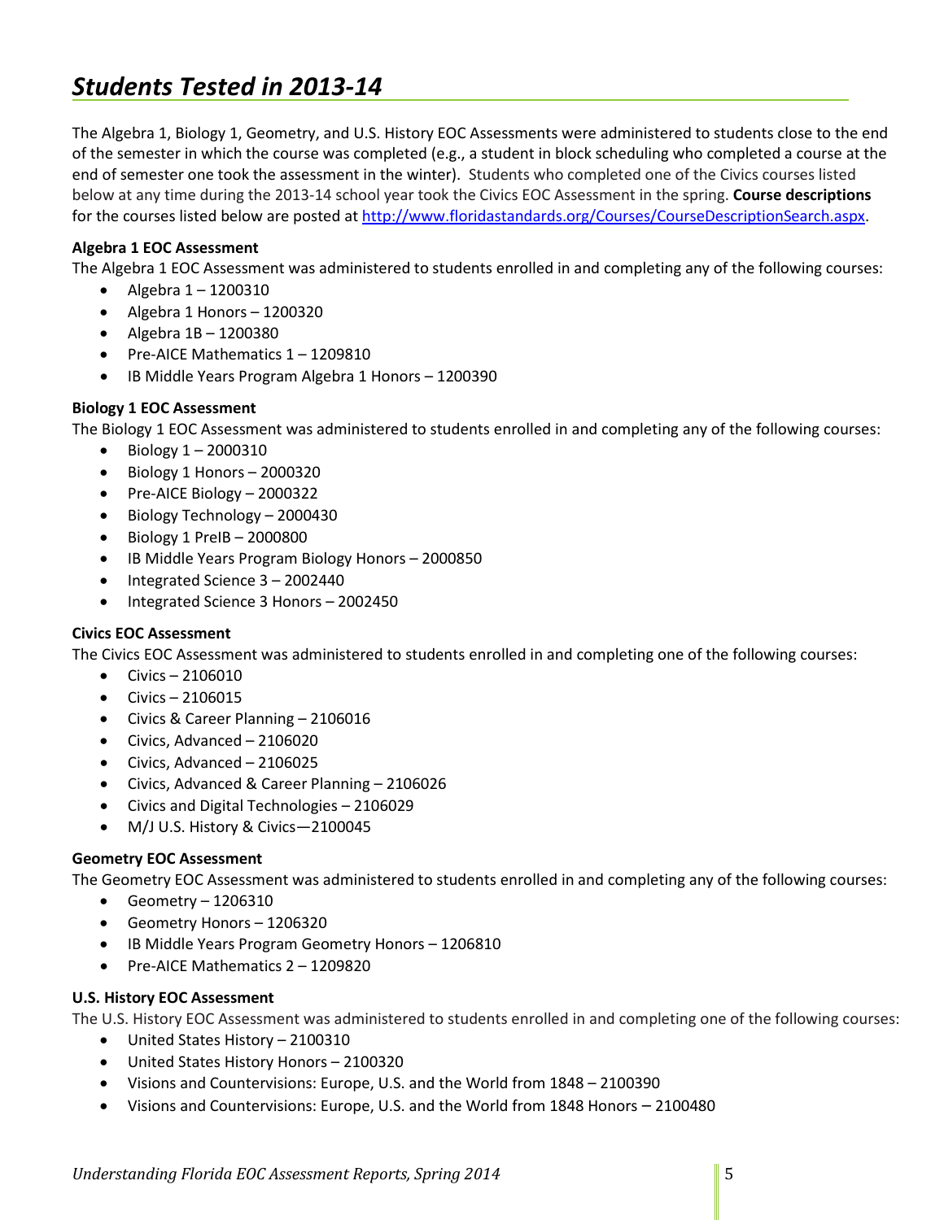# *Students Tested in 2013-14*

The Algebra 1, Biology 1, Geometry, and U.S. History EOC Assessments were administered to students close to the end of the semester in which the course was completed (e.g., a student in block scheduling who completed a course at the end of semester one took the assessment in the winter). Students who completed one of the Civics courses listed below at any time during the 2013-14 school year took the Civics EOC Assessment in the spring. **Course descriptions** for the courses listed below are posted at http://www.floridastandards.org/Courses/CourseDescriptionSearch.aspx.

**Algebra 1 EOC Assessment**

The Algebra 1 EOC Assessment was administered to students enrolled in and completing any of the following courses:

- Algebra 1 – 1200310
- Algebra 1 Honors – 1200320
- Algebra 1B – 1200380
- Pre-AICE Mathematics 1 – 1209810
- IB Middle Years Program Algebra 1 Honors – 1200390

**Biology 1 EOC Assessment**

The Biology 1 EOC Assessment was administered to students enrolled in and completing any of the following courses:

- Biology 1 – 2000310
- Biology 1 Honors – 2000320
- Pre-AICE Biology – 2000322
- Biology Technology – 2000430
- Biology 1 PreIB – 2000800
- IB Middle Years Program Biology Honors – 2000850
- Integrated Science 3 – 2002440
- Integrated Science 3 Honors – 2002450

**Civics EOC Assessment**

The Civics EOC Assessment was administered to students enrolled in and completing one of the following courses:

- Civics – 2106010
- Civics – 2106015
- Civics & Career Planning – 2106016
- Civics, Advanced – 2106020
- Civics, Advanced – 2106025
- Civics, Advanced & Career Planning – 2106026
- Civics and Digital Technologies – 2106029
- M/J U.S. History & Civics—2100045

**Geometry EOC Assessment**

The Geometry EOC Assessment was administered to students enrolled in and completing any of the following courses:

- Geometry – 1206310
- Geometry Honors – 1206320
- IB Middle Years Program Geometry Honors – 1206810
- Pre-AICE Mathematics 2 – 1209820

**U.S. History EOC Assessment**

The U.S. History EOC Assessment was administered to students enrolled in and completing one of the following courses:

- United States History – 2100310
- United States History Honors – 2100320
- Visions and Countervisions: Europe, U.S. and the World from 1848 – 2100390
- Visions and Countervisions: Europe, U.S. and the World from 1848 Honors – 2100480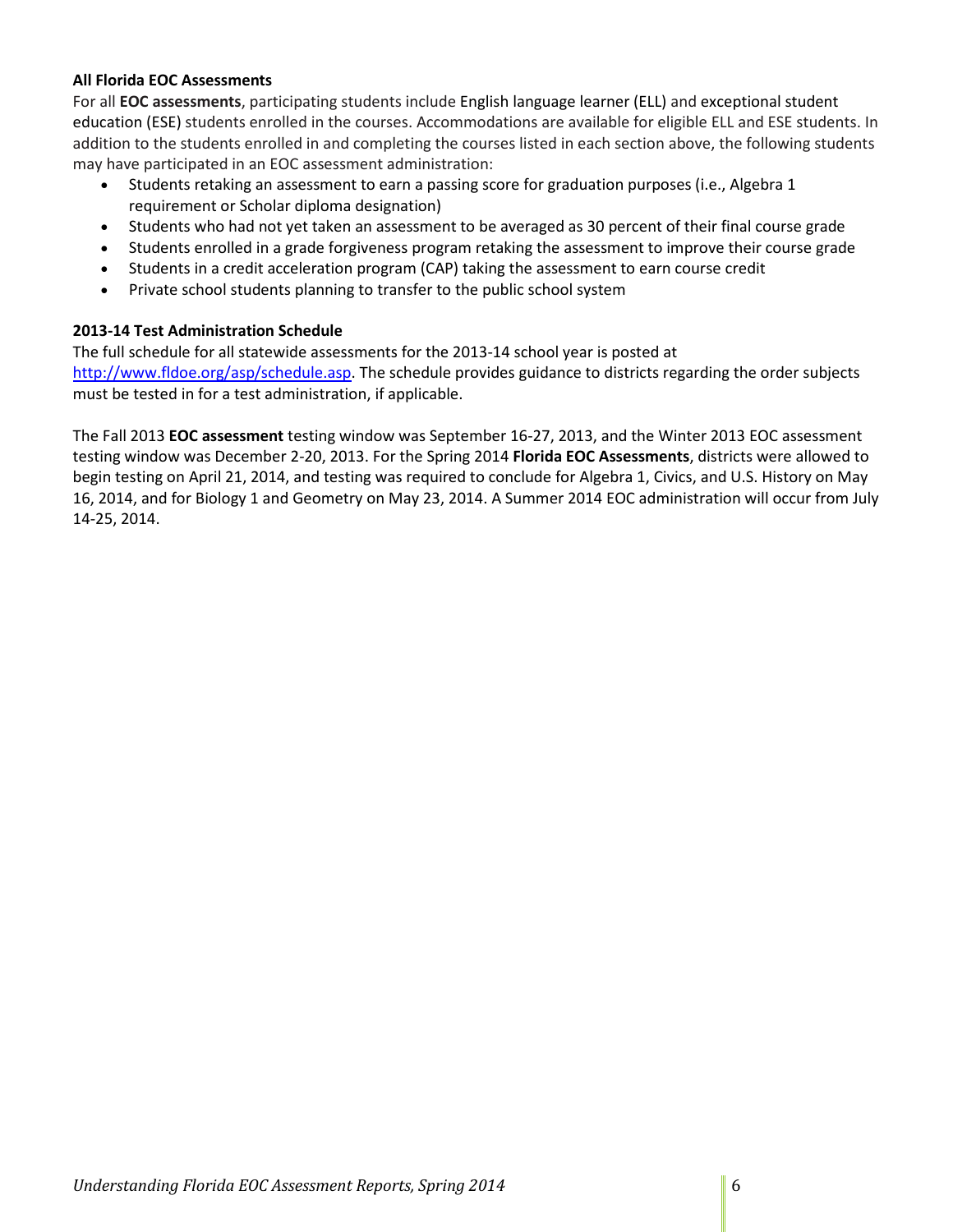**All Florida EOC Assessments**

For all **EOC assessments**, participating students include English language learner (ELL) and exceptional student education (ESE) students enrolled in the courses. Accommodations are available for eligible ELL and ESE students. In addition to the students enrolled in and completing the courses listed in each section above, the following students may have participated in an EOC assessment administration:

- Students retaking an assessment to earn a passing score for graduation purposes (i.e., Algebra 1 requirement or Scholar diploma designation)
- Students who had not yet taken an assessment to be averaged as 30 percent of their final course grade
- Students enrolled in a grade forgiveness program retaking the assessment to improve their course grade
- Students in a credit acceleration program (CAP) taking the assessment to earn course credit
- Private school students planning to transfer to the public school system

**2013-14 Test Administration Schedule**

The full schedule for all statewide assessments for the 2013-14 school year is posted at [http://www.fldoe.org/asp/schedule.asp](http://www.fldoe.org/asp/schedule.asp). The schedule provides guidance to districts regarding the order subjects must be tested in for a test administration, if applicable.

The Fall 2013 **EOC assessment** testing window was September 16-27, 2013, and the Winter 2013 EOC assessment testing window was December 2-20, 2013. For the Spring 2014 **Florida EOC Assessments**, districts were allowed to begin testing on April 21, 2014, and testing was required to conclude for Algebra 1, Civics, and U.S. History on May 16, 2014, and for Biology 1 and Geometry on May 23, 2014. A Summer 2014 EOC administration will occur from July 14-25, 2014.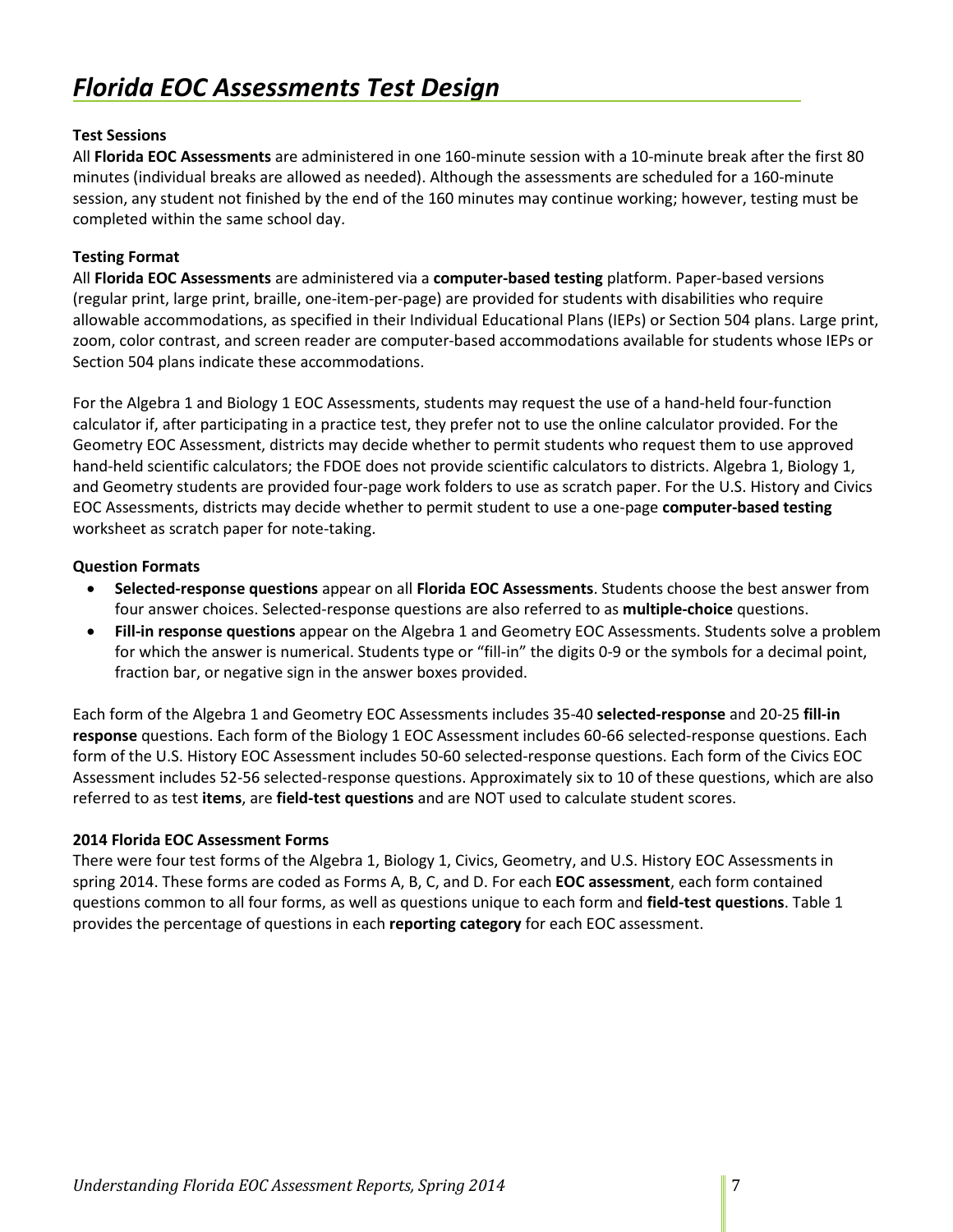# *Florida EOC Assessments Test Design*

**Test Sessions**

All **Florida EOC Assessments** are administered in one 160-minute session with a 10-minute break after the first 80 minutes (individual breaks are allowed as needed). Although the assessments are scheduled for a 160-minute session, any student not finished by the end of the 160 minutes may continue working; however, testing must be completed within the same school day.

**Testing Format**

All **Florida EOC Assessments** are administered via a **computer-based testing** platform. Paper-based versions (regular print, large print, braille, one-item-per-page) are provided for students with disabilities who require allowable accommodations, as specified in their Individual Educational Plans (IEPs) or Section 504 plans. Large print, zoom, color contrast, and screen reader are computer-based accommodations available for students whose IEPs or Section 504 plans indicate these accommodations.

For the Algebra 1 and Biology 1 EOC Assessments, students may request the use of a hand-held four-function calculator if, after participating in a practice test, they prefer not to use the online calculator provided. For the Geometry EOC Assessment, districts may decide whether to permit students who request them to use approved hand-held scientific calculators; the FDOE does not provide scientific calculators to districts. Algebra 1, Biology 1, and Geometry students are provided four-page work folders to use as scratch paper. For the U.S. History and Civics EOC Assessments, districts may decide whether to permit student to use a one-page **computer-based testing** worksheet as scratch paper for note-taking.

**Question Formats**

- **Selected-response questions** appear on all **Florida EOC Assessments**. Students choose the best answer from four answer choices. Selected-response questions are also referred to as **multiple-choice** questions.
- **Fill-in response questions** appear on the Algebra 1 and Geometry EOC Assessments. Students solve a problem for which the answer is numerical. Students type or "fill-in" the digits 0-9 or the symbols for a decimal point, fraction bar, or negative sign in the answer boxes provided.

Each form of the Algebra 1 and Geometry EOC Assessments includes 35-40 **selected-response** and 20-25 **fill-in response** questions. Each form of the Biology 1 EOC Assessment includes 60-66 selected-response questions. Each form of the U.S. History EOC Assessment includes 50-60 selected-response questions. Each form of the Civics EOC Assessment includes 52-56 selected-response questions. Approximately six to 10 of these questions, which are also referred to as test **items**, are **field-test questions** and are NOT used to calculate student scores.

**2014 Florida EOC Assessment Forms**

There were four test forms of the Algebra 1, Biology 1, Civics, Geometry, and U.S. History EOC Assessments in spring 2014. These forms are coded as Forms A, B, C, and D. For each **EOC assessment**, each form contained questions common to all four forms, as well as questions unique to each form and **field-test questions**. Table 1 provides the percentage of questions in each **reporting category** for each EOC assessment.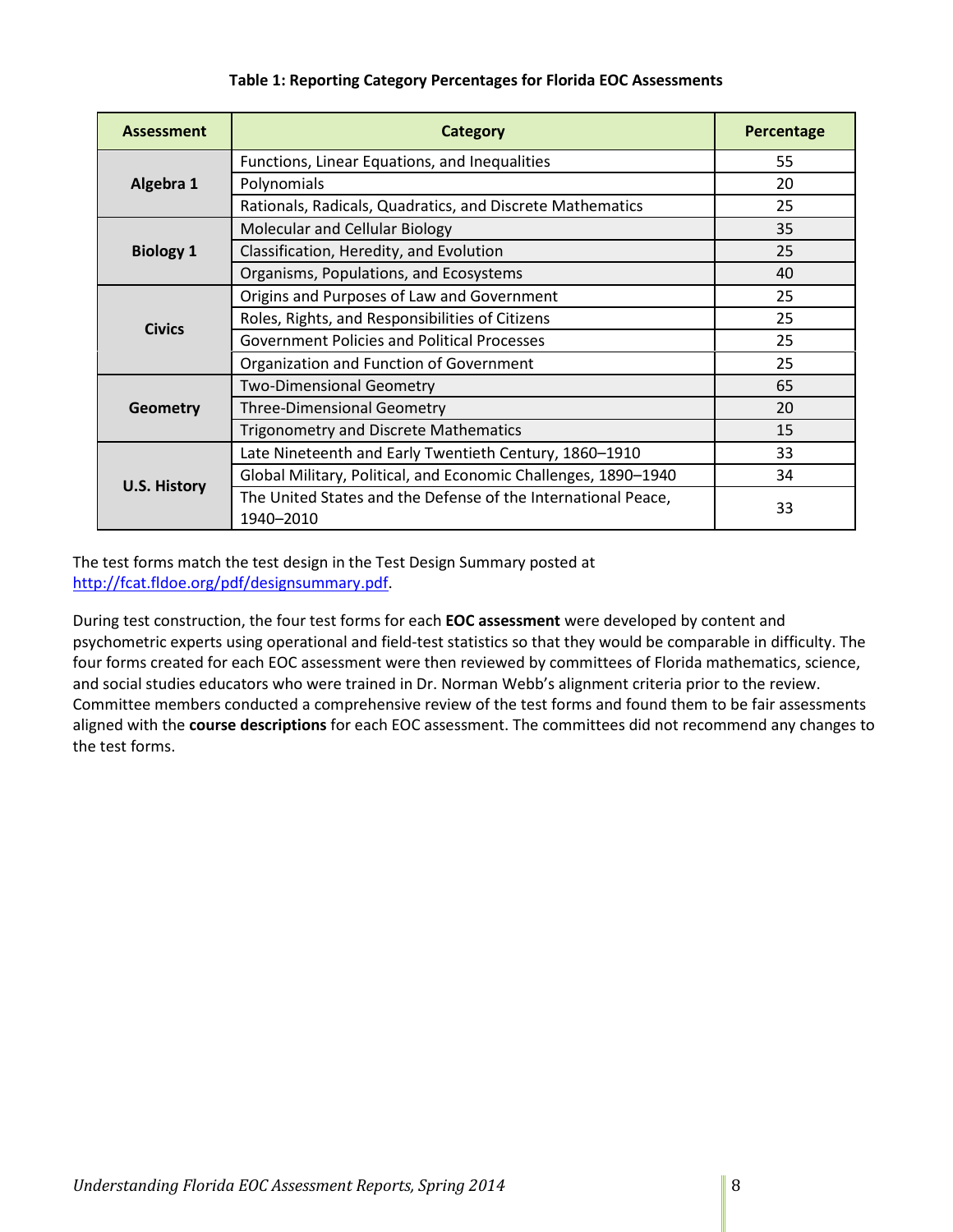**Table 1: Reporting Category Percentages for Florida EOC Assessments**

| Assessment | Category | Percentage |
|---|---|---|
| Algebra 1 | Functions, Linear Equations, and Inequalities | 55 |
| | Polynomials | 20 |
| | Rationals, Radicals, Quadratics, and Discrete Mathematics | 25 |
| Biology 1 | Molecular and Cellular Biology | 35 |
| | Classification, Heredity, and Evolution | 25 |
| | Organisms, Populations, and Ecosystems | 40 |
| Civics | Origins and Purposes of Law and Government | 25 |
| | Roles, Rights, and Responsibilities of Citizens | 25 |
| | Government Policies and Political Processes | 25 |
| | Organization and Function of Government | 25 |
| Geometry | Two-Dimensional Geometry | 65 |
| | Three-Dimensional Geometry | 20 |
| | Trigonometry and Discrete Mathematics | 15 |
| U.S. History | Late Nineteenth and Early Twentieth Century, 1860–1910 | 33 |
| | Global Military, Political, and Economic Challenges, 1890–1940 | 34 |
| | The United States and the Defense of the International Peace, 1940–2010 | 33 |

The test forms match the test design in the Test Design Summary posted at http://fcat.fldoe.org/pdf/designsummary.pdf.

During test construction, the four test forms for each **EOC assessment** were developed by content and psychometric experts using operational and field-test statistics so that they would be comparable in difficulty. The four forms created for each EOC assessment were then reviewed by committees of Florida mathematics, science, and social studies educators who were trained in Dr. Norman Webb's alignment criteria prior to the review. Committee members conducted a comprehensive review of the test forms and found them to be fair assessments aligned with the **course descriptions** for each EOC assessment. The committees did not recommend any changes to the test forms.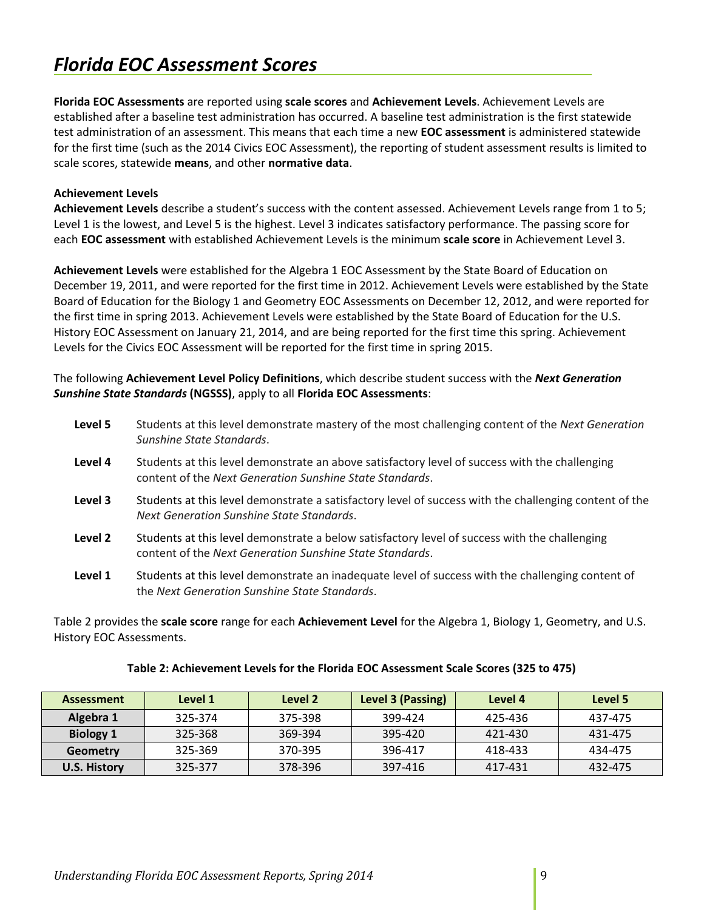# *Florida EOC Assessment Scores*

**Florida EOC Assessments** are reported using **scale scores** and **Achievement Levels**. Achievement Levels are established after a baseline test administration has occurred. A baseline test administration is the first statewide test administration of an assessment. This means that each time a new **EOC assessment** is administered statewide for the first time (such as the 2014 Civics EOC Assessment), the reporting of student assessment results is limited to scale scores, statewide **means**, and other **normative data**.

**Achievement Levels**

**Achievement Levels** describe a student's success with the content assessed. Achievement Levels range from 1 to 5; Level 1 is the lowest, and Level 5 is the highest. Level 3 indicates satisfactory performance. The passing score for each **EOC assessment** with established Achievement Levels is the minimum **scale score** in Achievement Level 3.

**Achievement Levels** were established for the Algebra 1 EOC Assessment by the State Board of Education on December 19, 2011, and were reported for the first time in 2012. Achievement Levels were established by the State Board of Education for the Biology 1 and Geometry EOC Assessments on December 12, 2012, and were reported for the first time in spring 2013. Achievement Levels were established by the State Board of Education for the U.S. History EOC Assessment on January 21, 2014, and are being reported for the first time this spring. Achievement Levels for the Civics EOC Assessment will be reported for the first time in spring 2015.

The following **Achievement Level Policy Definitions**, which describe student success with the ***Next Generation Sunshine State Standards*** **(NGSSS)**, apply to all **Florida EOC Assessments**:

- **Level 5** Students at this level demonstrate mastery of the most challenging content of the *Next Generation Sunshine State Standards*.
- **Level 4** Students at this level demonstrate an above satisfactory level of success with the challenging content of the *Next Generation Sunshine State Standards*.
- **Level 3** Students at this level demonstrate a satisfactory level of success with the challenging content of the *Next Generation Sunshine State Standards*.
- **Level 2** Students at this level demonstrate a below satisfactory level of success with the challenging content of the *Next Generation Sunshine State Standards*.
- **Level 1** Students at this level demonstrate an inadequate level of success with the challenging content of the *Next Generation Sunshine State Standards*.

Table 2 provides the **scale score** range for each **Achievement Level** for the Algebra 1, Biology 1, Geometry, and U.S. History EOC Assessments.

**Table 2: Achievement Levels for the Florida EOC Assessment Scale Scores (325 to 475)**

| Assessment | Level 1 | Level 2 | Level 3 (Passing) | Level 4 | Level 5 |
|---|---|---|---|---|---|
| **Algebra 1** | 325-374 | 375-398 | 399-424 | 425-436 | 437-475 |
| **Biology 1** | 325-368 | 369-394 | 395-420 | 421-430 | 431-475 |
| **Geometry** | 325-369 | 370-395 | 396-417 | 418-433 | 434-475 |
| **U.S. History** | 325-377 | 378-396 | 397-416 | 417-431 | 432-475 |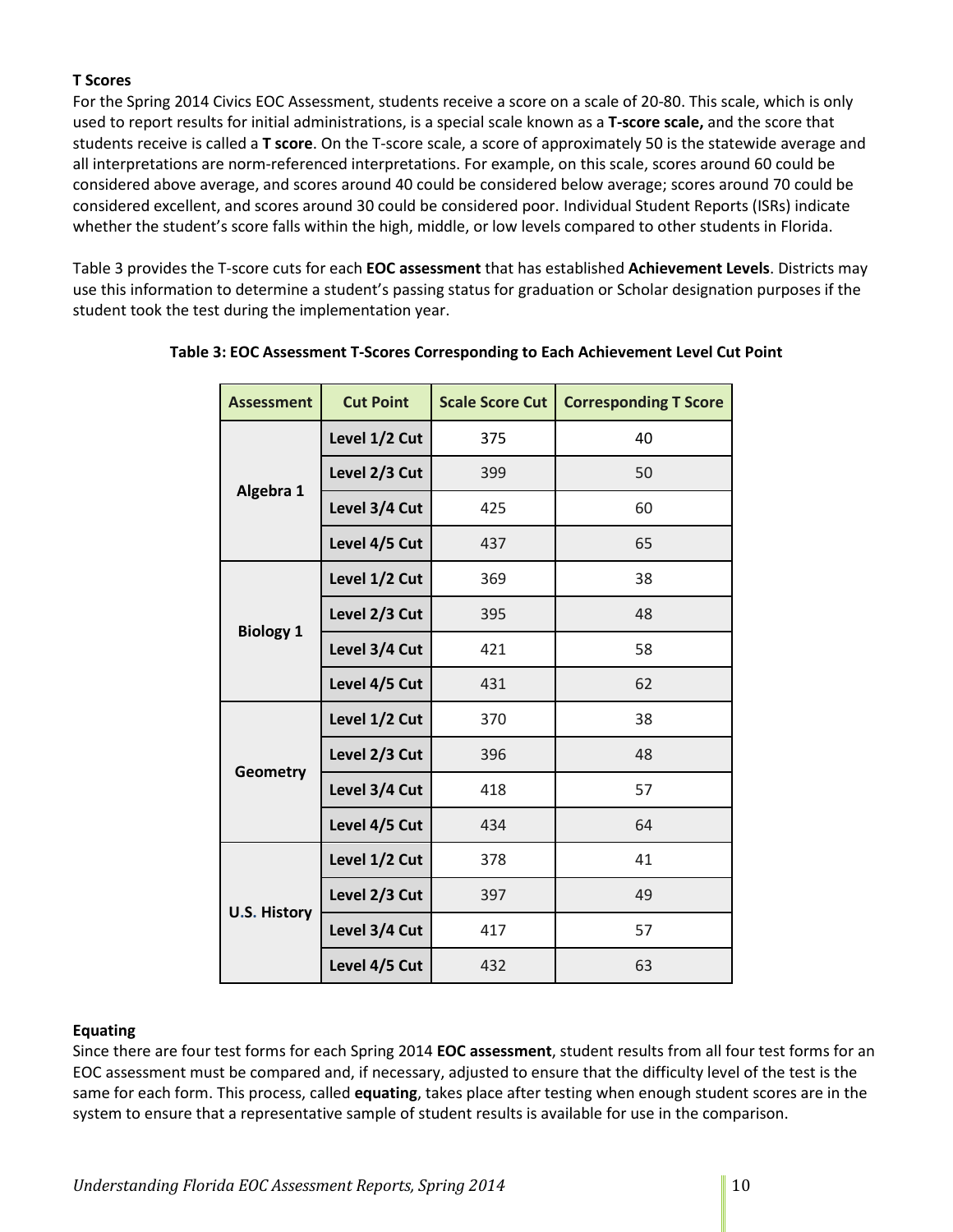### T Scores

For the Spring 2014 Civics EOC Assessment, students receive a score on a scale of 20-80. This scale, which is only used to report results for initial administrations, is a special scale known as a **T-score scale,** and the score that students receive is called a **T score**. On the T-score scale, a score of approximately 50 is the statewide average and all interpretations are norm-referenced interpretations. For example, on this scale, scores around 60 could be considered above average, and scores around 40 could be considered below average; scores around 70 could be considered excellent, and scores around 30 could be considered poor. Individual Student Reports (ISRs) indicate whether the student's score falls within the high, middle, or low levels compared to other students in Florida.

Table 3 provides the T-score cuts for each **EOC assessment** that has established **Achievement Levels**. Districts may use this information to determine a student's passing status for graduation or Scholar designation purposes if the student took the test during the implementation year.

**Table 3: EOC Assessment T-Scores Corresponding to Each Achievement Level Cut Point**

| Assessment | Cut Point | Scale Score Cut | Corresponding T Score |
|---|---|---|---|
| Algebra 1 | Level 1/2 Cut | 375 | 40 |
| | Level 2/3 Cut | 399 | 50 |
| | Level 3/4 Cut | 425 | 60 |
| | Level 4/5 Cut | 437 | 65 |
| Biology 1 | Level 1/2 Cut | 369 | 38 |
| | Level 2/3 Cut | 395 | 48 |
| | Level 3/4 Cut | 421 | 58 |
| | Level 4/5 Cut | 431 | 62 |
| Geometry | Level 1/2 Cut | 370 | 38 |
| | Level 2/3 Cut | 396 | 48 |
| | Level 3/4 Cut | 418 | 57 |
| | Level 4/5 Cut | 434 | 64 |
| U.S. History | Level 1/2 Cut | 378 | 41 |
| | Level 2/3 Cut | 397 | 49 |
| | Level 3/4 Cut | 417 | 57 |
| | Level 4/5 Cut | 432 | 63 |

### Equating

Since there are four test forms for each Spring 2014 **EOC assessment**, student results from all four test forms for an EOC assessment must be compared and, if necessary, adjusted to ensure that the difficulty level of the test is the same for each form. This process, called **equating**, takes place after testing when enough student scores are in the system to ensure that a representative sample of student results is available for use in the comparison.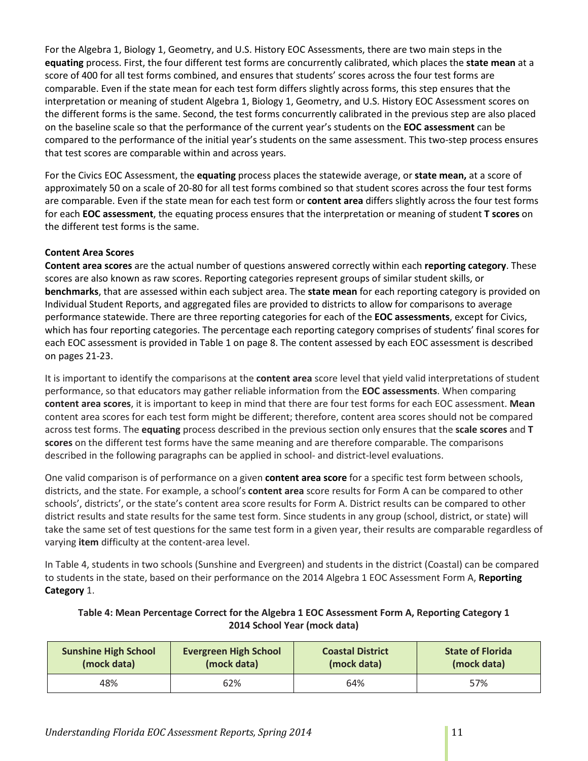For the Algebra 1, Biology 1, Geometry, and U.S. History EOC Assessments, there are two main steps in the **equating** process. First, the four different test forms are concurrently calibrated, which places the **state mean** at a score of 400 for all test forms combined, and ensures that students' scores across the four test forms are comparable. Even if the state mean for each test form differs slightly across forms, this step ensures that the interpretation or meaning of student Algebra 1, Biology 1, Geometry, and U.S. History EOC Assessment scores on the different forms is the same. Second, the test forms concurrently calibrated in the previous step are also placed on the baseline scale so that the performance of the current year's students on the **EOC assessment** can be compared to the performance of the initial year's students on the same assessment. This two-step process ensures that test scores are comparable within and across years.

For the Civics EOC Assessment, the **equating** process places the statewide average, or **state mean,** at a score of approximately 50 on a scale of 20-80 for all test forms combined so that student scores across the four test forms are comparable. Even if the state mean for each test form or **content area** differs slightly across the four test forms for each **EOC assessment**, the equating process ensures that the interpretation or meaning of student **T scores** on the different test forms is the same.

**Content Area Scores**

**Content area scores** are the actual number of questions answered correctly within each **reporting category**. These scores are also known as raw scores. Reporting categories represent groups of similar student skills, or **benchmarks**, that are assessed within each subject area. The **state mean** for each reporting category is provided on Individual Student Reports, and aggregated files are provided to districts to allow for comparisons to average performance statewide. There are three reporting categories for each of the **EOC assessments**, except for Civics, which has four reporting categories. The percentage each reporting category comprises of students' final scores for each EOC assessment is provided in Table 1 on page 8. The content assessed by each EOC assessment is described on pages 21-23.

It is important to identify the comparisons at the **content area** score level that yield valid interpretations of student performance, so that educators may gather reliable information from the **EOC assessments**. When comparing **content area scores**, it is important to keep in mind that there are four test forms for each EOC assessment. **Mean** content area scores for each test form might be different; therefore, content area scores should not be compared across test forms. The **equating** process described in the previous section only ensures that the **scale scores** and **T scores** on the different test forms have the same meaning and are therefore comparable. The comparisons described in the following paragraphs can be applied in school- and district-level evaluations.

One valid comparison is of performance on a given **content area score** for a specific test form between schools, districts, and the state. For example, a school's **content area** score results for Form A can be compared to other schools', districts', or the state's content area score results for Form A. District results can be compared to other district results and state results for the same test form. Since students in any group (school, district, or state) will take the same set of test questions for the same test form in a given year, their results are comparable regardless of varying **item** difficulty at the content-area level.

In Table 4, students in two schools (Sunshine and Evergreen) and students in the district (Coastal) can be compared to students in the state, based on their performance on the 2014 Algebra 1 EOC Assessment Form A, **Reporting Category** 1.

**Table 4: Mean Percentage Correct for the Algebra 1 EOC Assessment Form A, Reporting Category 1 2014 School Year (mock data)**

| Sunshine High School (mock data) | Evergreen High School (mock data) | Coastal District (mock data) | State of Florida (mock data) |
|---|---|---|---|
| 48% | 62% | 64% | 57% |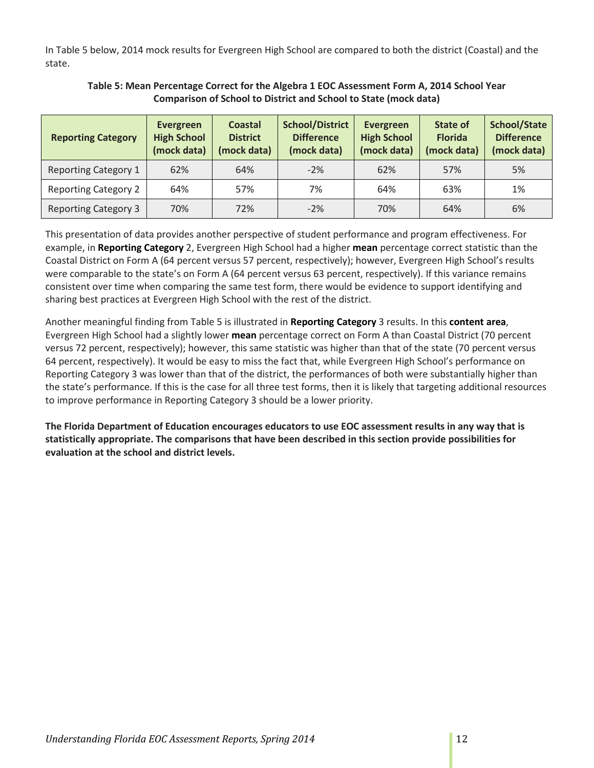In Table 5 below, 2014 mock results for Evergreen High School are compared to both the district (Coastal) and the state.

**Table 5: Mean Percentage Correct for the Algebra 1 EOC Assessment Form A, 2014 School Year Comparison of School to District and School to State (mock data)**

| Reporting Category | Evergreen High School (mock data) | Coastal District (mock data) | School/District Difference (mock data) | Evergreen High School (mock data) | State of Florida (mock data) | School/State Difference (mock data) |
|---|---|---|---|---|---|---|
| Reporting Category 1 | 62% | 64% | -2% | 62% | 57% | 5% |
| Reporting Category 2 | 64% | 57% | 7% | 64% | 63% | 1% |
| Reporting Category 3 | 70% | 72% | -2% | 70% | 64% | 6% |

This presentation of data provides another perspective of student performance and program effectiveness. For example, in **Reporting Category** 2, Evergreen High School had a higher **mean** percentage correct statistic than the Coastal District on Form A (64 percent versus 57 percent, respectively); however, Evergreen High School's results were comparable to the state's on Form A (64 percent versus 63 percent, respectively). If this variance remains consistent over time when comparing the same test form, there would be evidence to support identifying and sharing best practices at Evergreen High School with the rest of the district.

Another meaningful finding from Table 5 is illustrated in **Reporting Category** 3 results. In this **content area**, Evergreen High School had a slightly lower **mean** percentage correct on Form A than Coastal District (70 percent versus 72 percent, respectively); however, this same statistic was higher than that of the state (70 percent versus 64 percent, respectively). It would be easy to miss the fact that, while Evergreen High School's performance on Reporting Category 3 was lower than that of the district, the performances of both were substantially higher than the state's performance. If this is the case for all three test forms, then it is likely that targeting additional resources to improve performance in Reporting Category 3 should be a lower priority.

**The Florida Department of Education encourages educators to use EOC assessment results in any way that is statistically appropriate. The comparisons that have been described in this section provide possibilities for evaluation at the school and district levels.**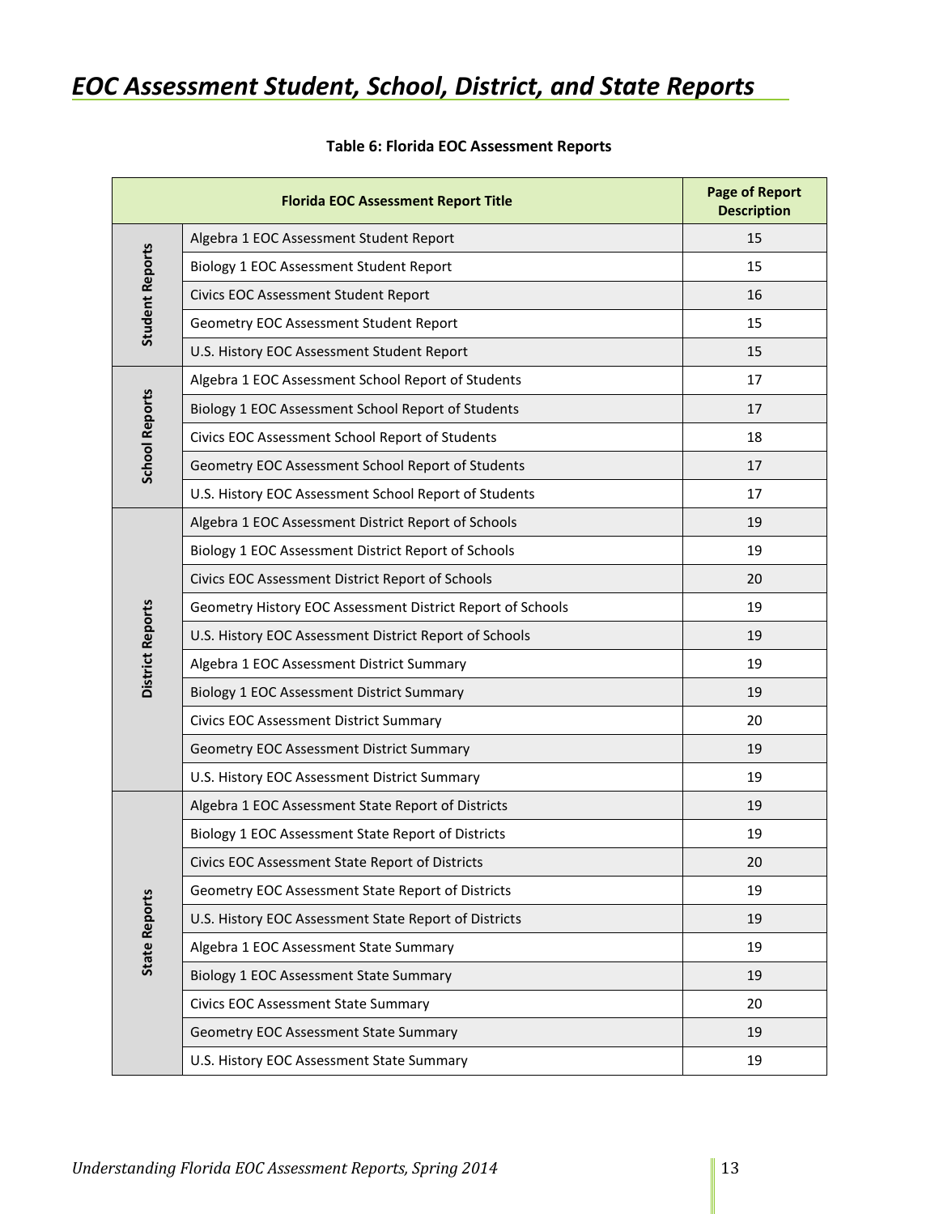# *EOC Assessment Student, School, District, and State Reports*

**Table 6: Florida EOC Assessment Reports**

| | Florida EOC Assessment Report Title | Page of Report Description |
|---|---|---|
| Student Reports | Algebra 1 EOC Assessment Student Report | 15 |
| | Biology 1 EOC Assessment Student Report | 15 |
| | Civics EOC Assessment Student Report | 16 |
| | Geometry EOC Assessment Student Report | 15 |
| | U.S. History EOC Assessment Student Report | 15 |
| School Reports | Algebra 1 EOC Assessment School Report of Students | 17 |
| | Biology 1 EOC Assessment School Report of Students | 17 |
| | Civics EOC Assessment School Report of Students | 18 |
| | Geometry EOC Assessment School Report of Students | 17 |
| | U.S. History EOC Assessment School Report of Students | 17 |
| District Reports | Algebra 1 EOC Assessment District Report of Schools | 19 |
| | Biology 1 EOC Assessment District Report of Schools | 19 |
| | Civics EOC Assessment District Report of Schools | 20 |
| | Geometry History EOC Assessment District Report of Schools | 19 |
| | U.S. History EOC Assessment District Report of Schools | 19 |
| | Algebra 1 EOC Assessment District Summary | 19 |
| | Biology 1 EOC Assessment District Summary | 19 |
| | Civics EOC Assessment District Summary | 20 |
| | Geometry EOC Assessment District Summary | 19 |
| | U.S. History EOC Assessment District Summary | 19 |
| State Reports | Algebra 1 EOC Assessment State Report of Districts | 19 |
| | Biology 1 EOC Assessment State Report of Districts | 19 |
| | Civics EOC Assessment State Report of Districts | 20 |
| | Geometry EOC Assessment State Report of Districts | 19 |
| | U.S. History EOC Assessment State Report of Districts | 19 |
| | Algebra 1 EOC Assessment State Summary | 19 |
| | Biology 1 EOC Assessment State Summary | 19 |
| | Civics EOC Assessment State Summary | 20 |
| | Geometry EOC Assessment State Summary | 19 |
| | U.S. History EOC Assessment State Summary | 19 |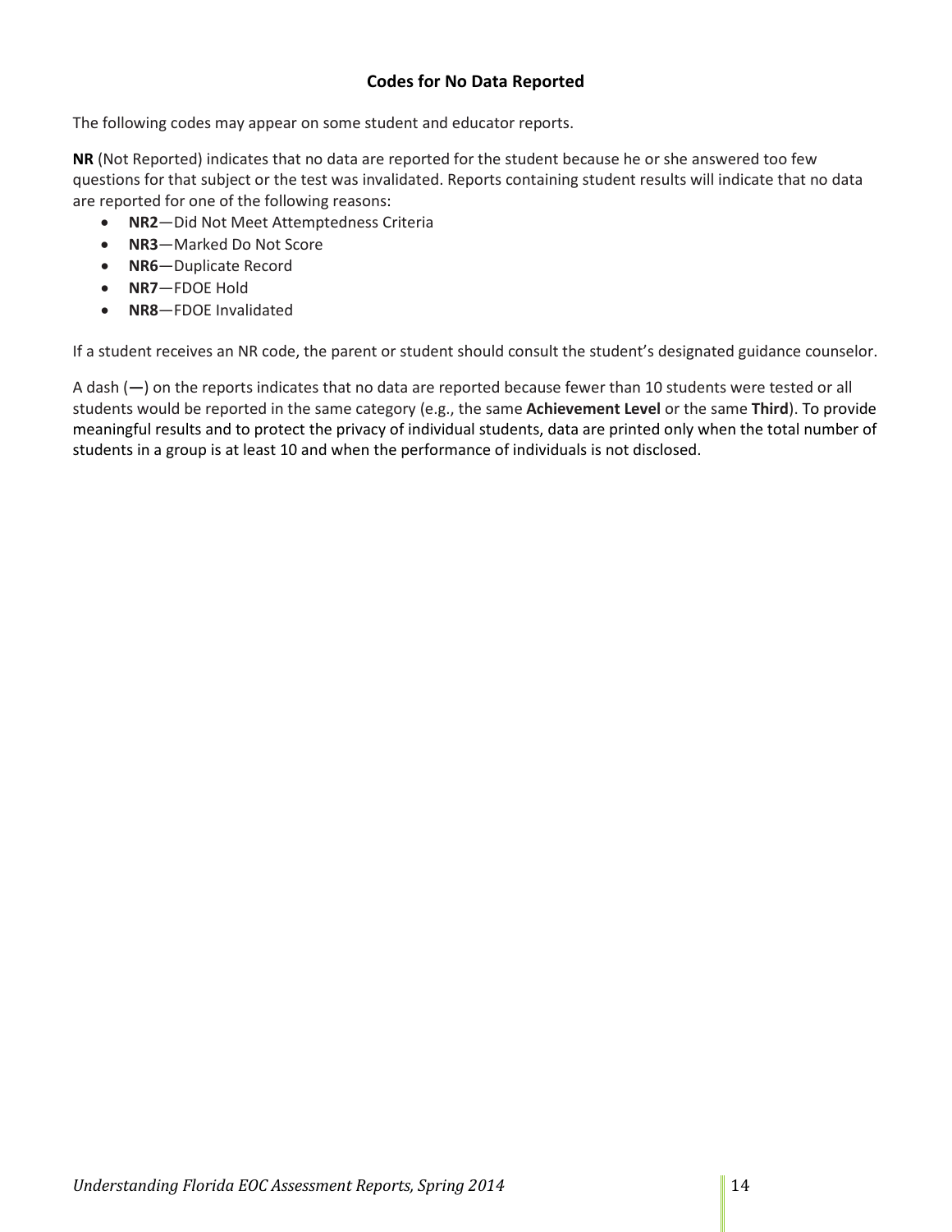### Codes for No Data Reported

The following codes may appear on some student and educator reports.

**NR** (Not Reported) indicates that no data are reported for the student because he or she answered too few questions for that subject or the test was invalidated. Reports containing student results will indicate that no data are reported for one of the following reasons:

- **NR2**—Did Not Meet Attemptedness Criteria
- **NR3**—Marked Do Not Score
- **NR6**—Duplicate Record
- **NR7**—FDOE Hold
- **NR8**—FDOE Invalidated

If a student receives an NR code, the parent or student should consult the student's designated guidance counselor.

A dash (**—**) on the reports indicates that no data are reported because fewer than 10 students were tested or all students would be reported in the same category (e.g., the same **Achievement Level** or the same **Third**). To provide meaningful results and to protect the privacy of individual students, data are printed only when the total number of students in a group is at least 10 and when the performance of individuals is not disclosed.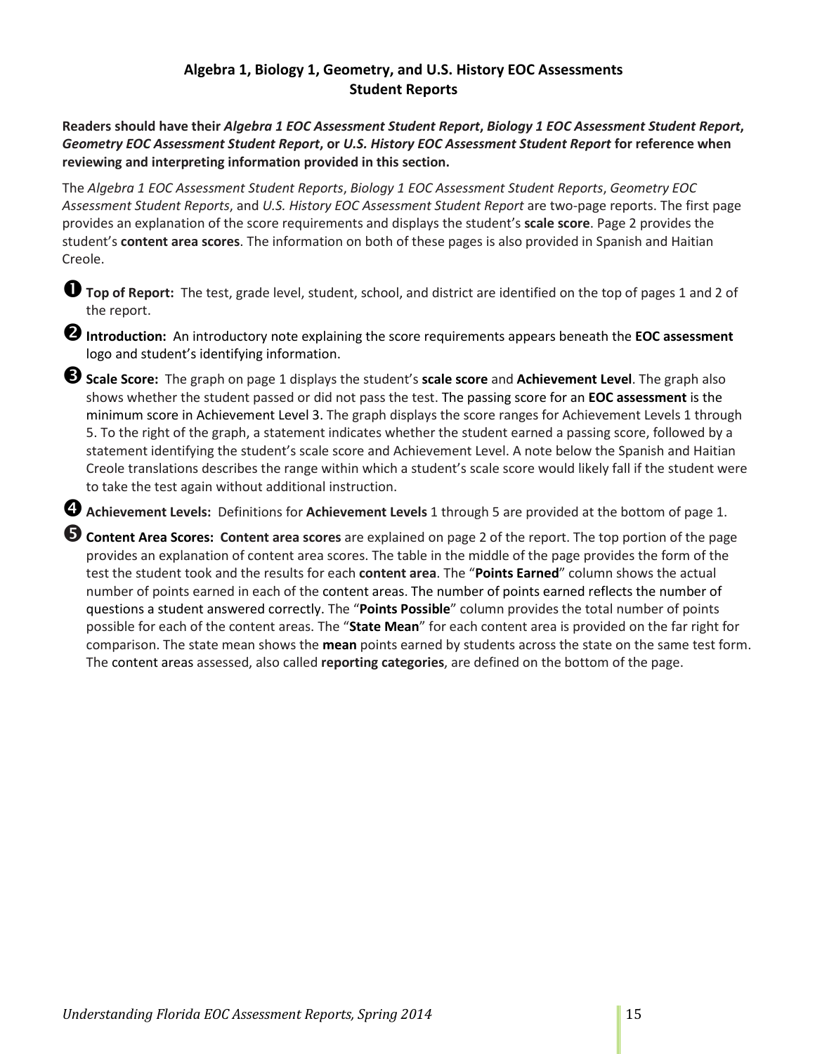## Algebra 1, Biology 1, Geometry, and U.S. History EOC Assessments Student Reports

**Readers should have their *Algebra 1 EOC Assessment Student Report*, *Biology 1 EOC Assessment Student Report*, *Geometry EOC Assessment Student Report*, or *U.S. History EOC Assessment Student Report* for reference when reviewing and interpreting information provided in this section.**

The *Algebra 1 EOC Assessment Student Reports*, *Biology 1 EOC Assessment Student Reports*, *Geometry EOC Assessment Student Reports*, and *U.S. History EOC Assessment Student Report* are two-page reports. The first page provides an explanation of the score requirements and displays the student's **scale score**. Page 2 provides the student's **content area scores**. The information on both of these pages is also provided in Spanish and Haitian Creole.

➊ **Top of Report:** The test, grade level, student, school, and district are identified on the top of pages 1 and 2 of the report.

➋ **Introduction:** An introductory note explaining the score requirements appears beneath the **EOC assessment** logo and student's identifying information.

➌ **Scale Score:** The graph on page 1 displays the student's **scale score** and **Achievement Level**. The graph also shows whether the student passed or did not pass the test. The passing score for an **EOC assessment** is the minimum score in Achievement Level 3. The graph displays the score ranges for Achievement Levels 1 through 5. To the right of the graph, a statement indicates whether the student earned a passing score, followed by a statement identifying the student's scale score and Achievement Level. A note below the Spanish and Haitian Creole translations describes the range within which a student's scale score would likely fall if the student were to take the test again without additional instruction.

➍ **Achievement Levels:** Definitions for **Achievement Levels** 1 through 5 are provided at the bottom of page 1.

➎ **Content Area Scores: Content area scores** are explained on page 2 of the report. The top portion of the page provides an explanation of content area scores. The table in the middle of the page provides the form of the test the student took and the results for each **content area**. The "**Points Earned**" column shows the actual number of points earned in each of the content areas. The number of points earned reflects the number of questions a student answered correctly. The "**Points Possible**" column provides the total number of points possible for each of the content areas. The "**State Mean**" for each content area is provided on the far right for comparison. The state mean shows the **mean** points earned by students across the state on the same test form. The content areas assessed, also called **reporting categories**, are defined on the bottom of the page.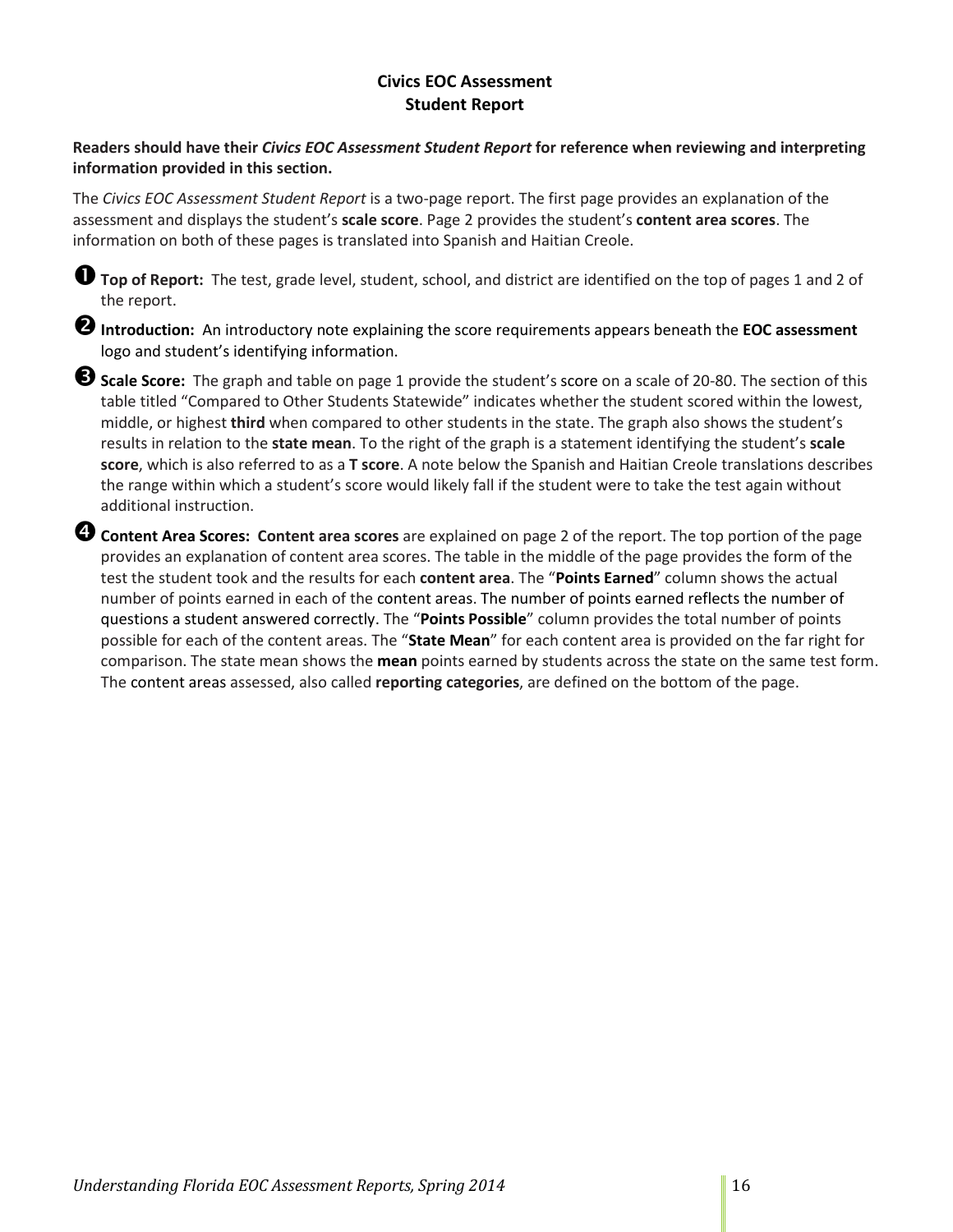## Civics EOC Assessment Student Report

**Readers should have their *Civics EOC Assessment Student Report* for reference when reviewing and interpreting information provided in this section.**

The *Civics EOC Assessment Student Report* is a two-page report. The first page provides an explanation of the assessment and displays the student's **scale score**. Page 2 provides the student's **content area scores**. The information on both of these pages is translated into Spanish and Haitian Creole.

➊ **Top of Report:** The test, grade level, student, school, and district are identified on the top of pages 1 and 2 of the report.

➋ **Introduction:** An introductory note explaining the score requirements appears beneath the **EOC assessment** logo and student's identifying information.

➌ **Scale Score:** The graph and table on page 1 provide the student's score on a scale of 20-80. The section of this table titled "Compared to Other Students Statewide" indicates whether the student scored within the lowest, middle, or highest **third** when compared to other students in the state. The graph also shows the student's results in relation to the **state mean**. To the right of the graph is a statement identifying the student's **scale score**, which is also referred to as a **T score**. A note below the Spanish and Haitian Creole translations describes the range within which a student's score would likely fall if the student were to take the test again without additional instruction.

➍ **Content Area Scores: Content area scores** are explained on page 2 of the report. The top portion of the page provides an explanation of content area scores. The table in the middle of the page provides the form of the test the student took and the results for each **content area**. The "**Points Earned**" column shows the actual number of points earned in each of the content areas. The number of points earned reflects the number of questions a student answered correctly. The "**Points Possible**" column provides the total number of points possible for each of the content areas. The "**State Mean**" for each content area is provided on the far right for comparison. The state mean shows the **mean** points earned by students across the state on the same test form. The content areas assessed, also called **reporting categories**, are defined on the bottom of the page.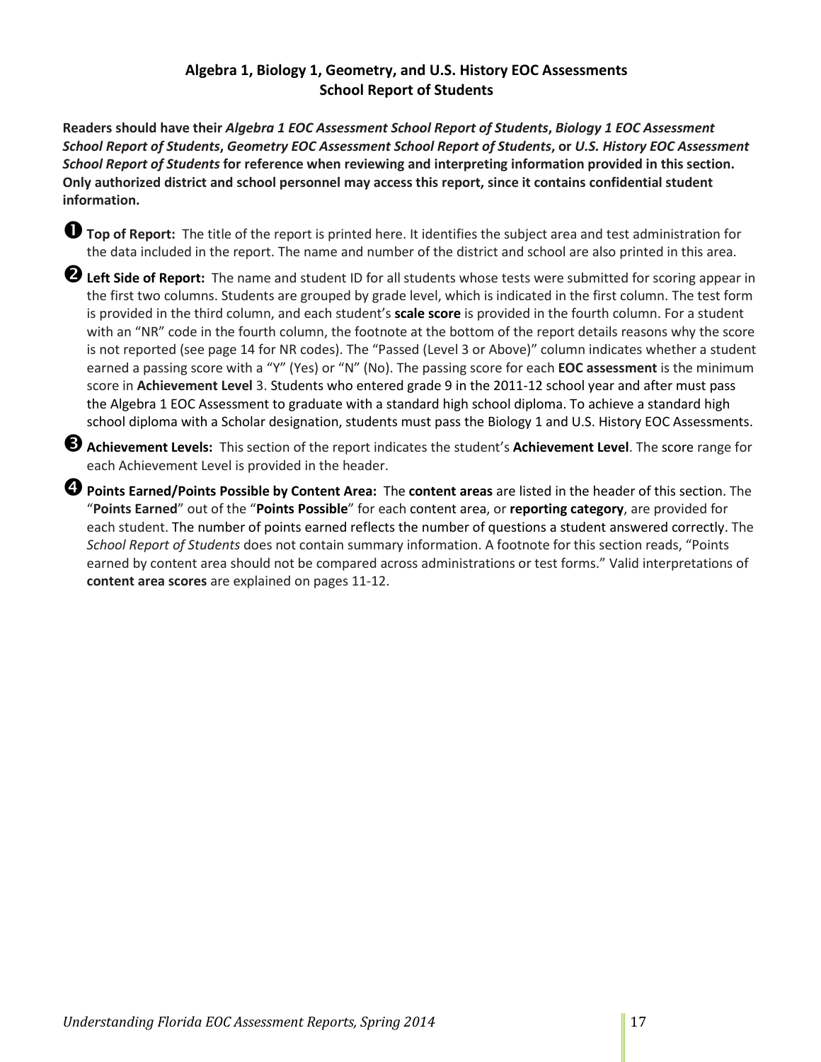## Algebra 1, Biology 1, Geometry, and U.S. History EOC Assessments
## School Report of Students

**Readers should have their *Algebra 1 EOC Assessment School Report of Students*, *Biology 1 EOC Assessment School Report of Students*, *Geometry EOC Assessment School Report of Students*, or *U.S. History EOC Assessment School Report of Students* for reference when reviewing and interpreting information provided in this section. Only authorized district and school personnel may access this report, since it contains confidential student information.**

❶ **Top of Report:** The title of the report is printed here. It identifies the subject area and test administration for the data included in the report. The name and number of the district and school are also printed in this area.

❷ **Left Side of Report:** The name and student ID for all students whose tests were submitted for scoring appear in the first two columns. Students are grouped by grade level, which is indicated in the first column. The test form is provided in the third column, and each student's **scale score** is provided in the fourth column. For a student with an "NR" code in the fourth column, the footnote at the bottom of the report details reasons why the score is not reported (see page 14 for NR codes). The "Passed (Level 3 or Above)" column indicates whether a student earned a passing score with a "Y" (Yes) or "N" (No). The passing score for each **EOC assessment** is the minimum score in **Achievement Level** 3. Students who entered grade 9 in the 2011-12 school year and after must pass the Algebra 1 EOC Assessment to graduate with a standard high school diploma. To achieve a standard high school diploma with a Scholar designation, students must pass the Biology 1 and U.S. History EOC Assessments.

❸ **Achievement Levels:** This section of the report indicates the student's **Achievement Level**. The score range for each Achievement Level is provided in the header.

❹ **Points Earned/Points Possible by Content Area:** The **content areas** are listed in the header of this section. The "**Points Earned**" out of the "**Points Possible**" for each content area, or **reporting category**, are provided for each student. The number of points earned reflects the number of questions a student answered correctly. The *School Report of Students* does not contain summary information. A footnote for this section reads, "Points earned by content area should not be compared across administrations or test forms." Valid interpretations of **content area scores** are explained on pages 11-12.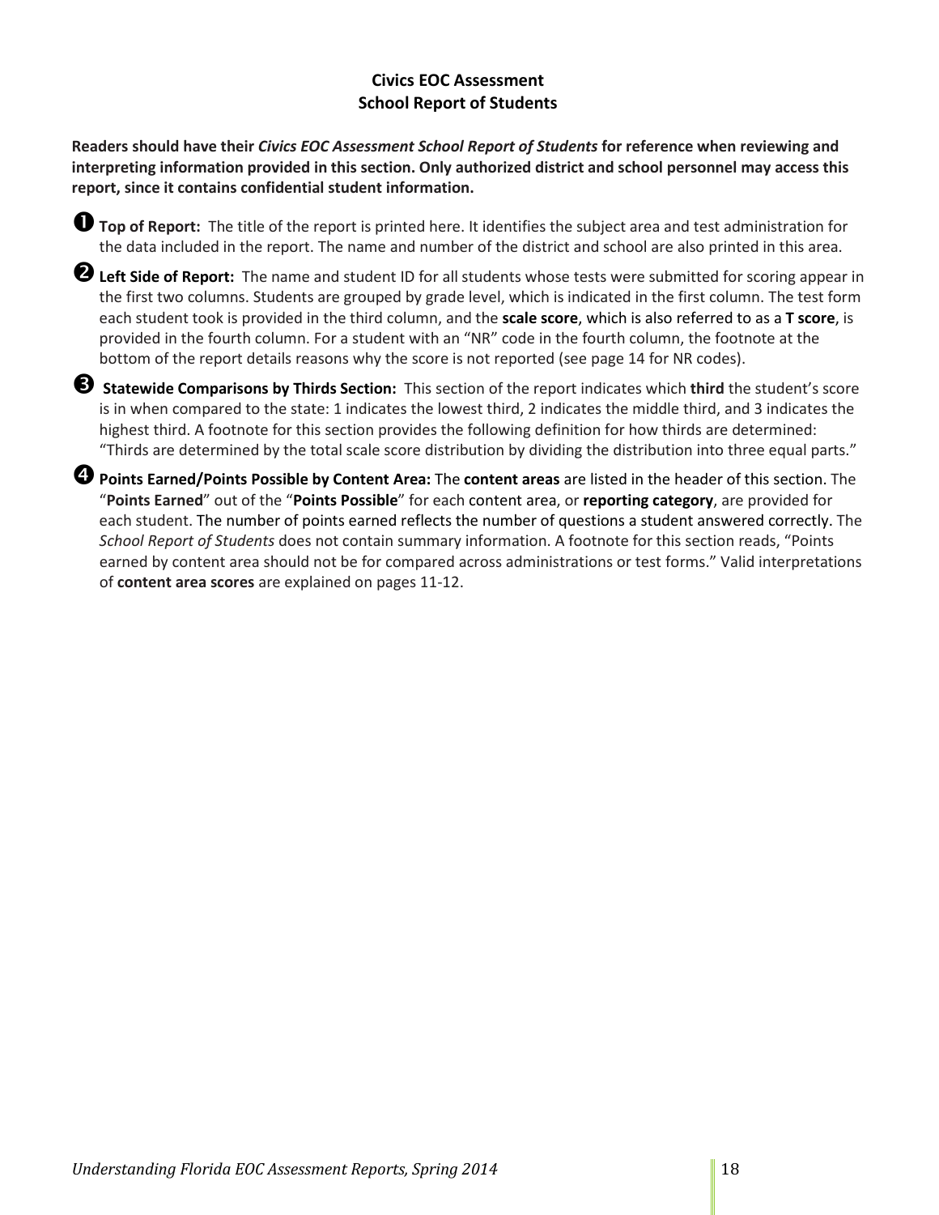## Civics EOC Assessment
## School Report of Students

**Readers should have their *Civics EOC Assessment School Report of Students* for reference when reviewing and interpreting information provided in this section. Only authorized district and school personnel may access this report, since it contains confidential student information.**

➊ **Top of Report:** The title of the report is printed here. It identifies the subject area and test administration for the data included in the report. The name and number of the district and school are also printed in this area.

➋ **Left Side of Report:** The name and student ID for all students whose tests were submitted for scoring appear in the first two columns. Students are grouped by grade level, which is indicated in the first column. The test form each student took is provided in the third column, and the **scale score**, which is also referred to as a **T score**, is provided in the fourth column. For a student with an "NR" code in the fourth column, the footnote at the bottom of the report details reasons why the score is not reported (see page 14 for NR codes).

➌ **Statewide Comparisons by Thirds Section:** This section of the report indicates which **third** the student's score is in when compared to the state: 1 indicates the lowest third, 2 indicates the middle third, and 3 indicates the highest third. A footnote for this section provides the following definition for how thirds are determined: "Thirds are determined by the total scale score distribution by dividing the distribution into three equal parts."

➍ **Points Earned/Points Possible by Content Area:** The **content areas** are listed in the header of this section. The "**Points Earned**" out of the "**Points Possible**" for each content area, or **reporting category**, are provided for each student. The number of points earned reflects the number of questions a student answered correctly. The *School Report of Students* does not contain summary information. A footnote for this section reads, "Points earned by content area should not be for compared across administrations or test forms." Valid interpretations of **content area scores** are explained on pages 11-12.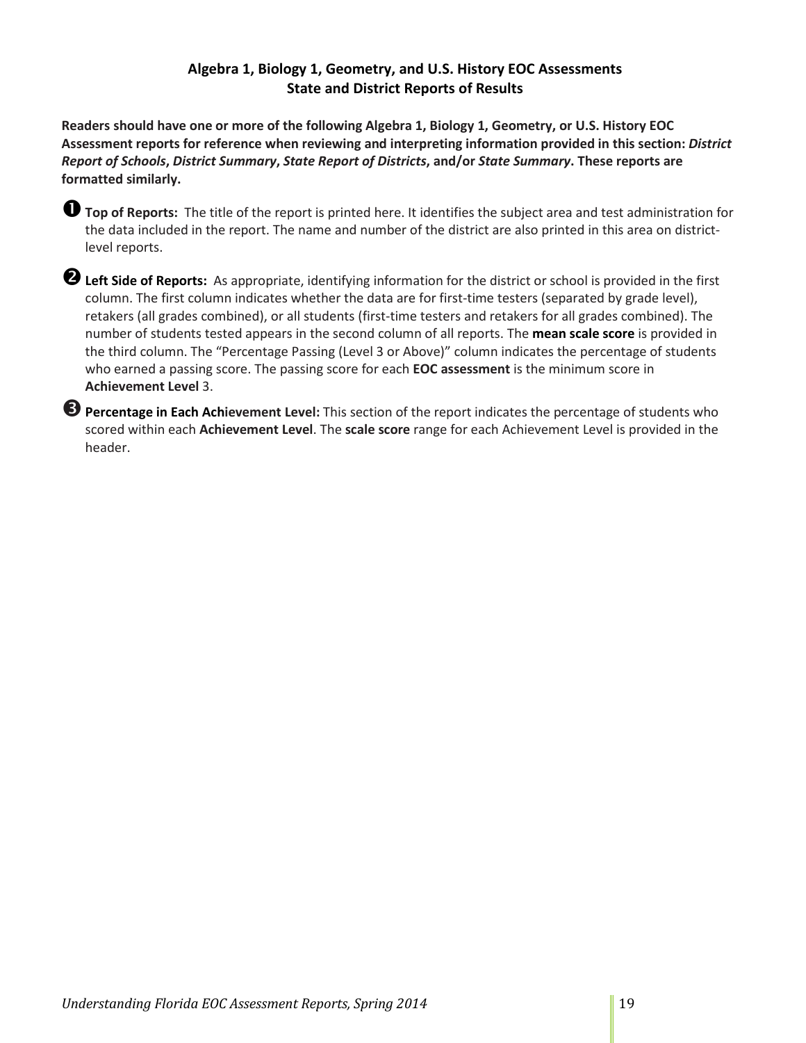## Algebra 1, Biology 1, Geometry, and U.S. History EOC Assessments
## State and District Reports of Results

**Readers should have one or more of the following Algebra 1, Biology 1, Geometry, or U.S. History EOC Assessment reports for reference when reviewing and interpreting information provided in this section: *District Report of Schools*, *District Summary*, *State Report of Districts*, and/or *State Summary*. These reports are formatted similarly.**

➊ **Top of Reports:** The title of the report is printed here. It identifies the subject area and test administration for the data included in the report. The name and number of the district are also printed in this area on district-level reports.

➋ **Left Side of Reports:** As appropriate, identifying information for the district or school is provided in the first column. The first column indicates whether the data are for first-time testers (separated by grade level), retakers (all grades combined), or all students (first-time testers and retakers for all grades combined). The number of students tested appears in the second column of all reports. The **mean scale score** is provided in the third column. The "Percentage Passing (Level 3 or Above)" column indicates the percentage of students who earned a passing score. The passing score for each **EOC assessment** is the minimum score in **Achievement Level** 3.

➌ **Percentage in Each Achievement Level:** This section of the report indicates the percentage of students who scored within each **Achievement Level**. The **scale score** range for each Achievement Level is provided in the header.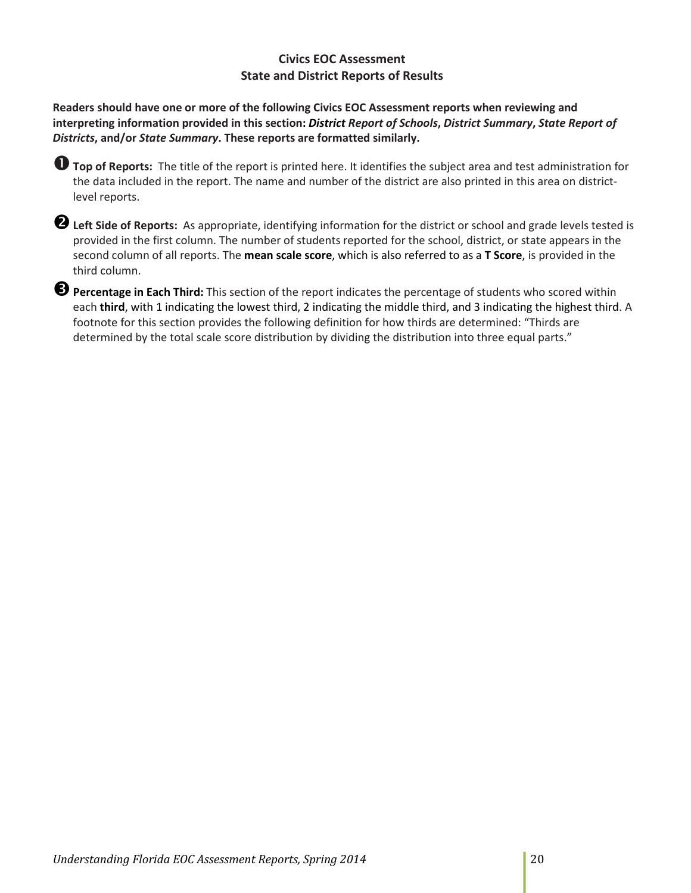## Civics EOC Assessment
## State and District Reports of Results

**Readers should have one or more of the following Civics EOC Assessment reports when reviewing and interpreting information provided in this section: *District Report of Schools*, *District Summary*, *State Report of Districts*, and/or *State Summary*. These reports are formatted similarly.**

➊ **Top of Reports:** The title of the report is printed here. It identifies the subject area and test administration for the data included in the report. The name and number of the district are also printed in this area on district-level reports.

➋ **Left Side of Reports:** As appropriate, identifying information for the district or school and grade levels tested is provided in the first column. The number of students reported for the school, district, or state appears in the second column of all reports. The **mean scale score**, which is also referred to as a **T Score**, is provided in the third column.

➌ **Percentage in Each Third:** This section of the report indicates the percentage of students who scored within each **third**, with 1 indicating the lowest third, 2 indicating the middle third, and 3 indicating the highest third. A footnote for this section provides the following definition for how thirds are determined: "Thirds are determined by the total scale score distribution by dividing the distribution into three equal parts."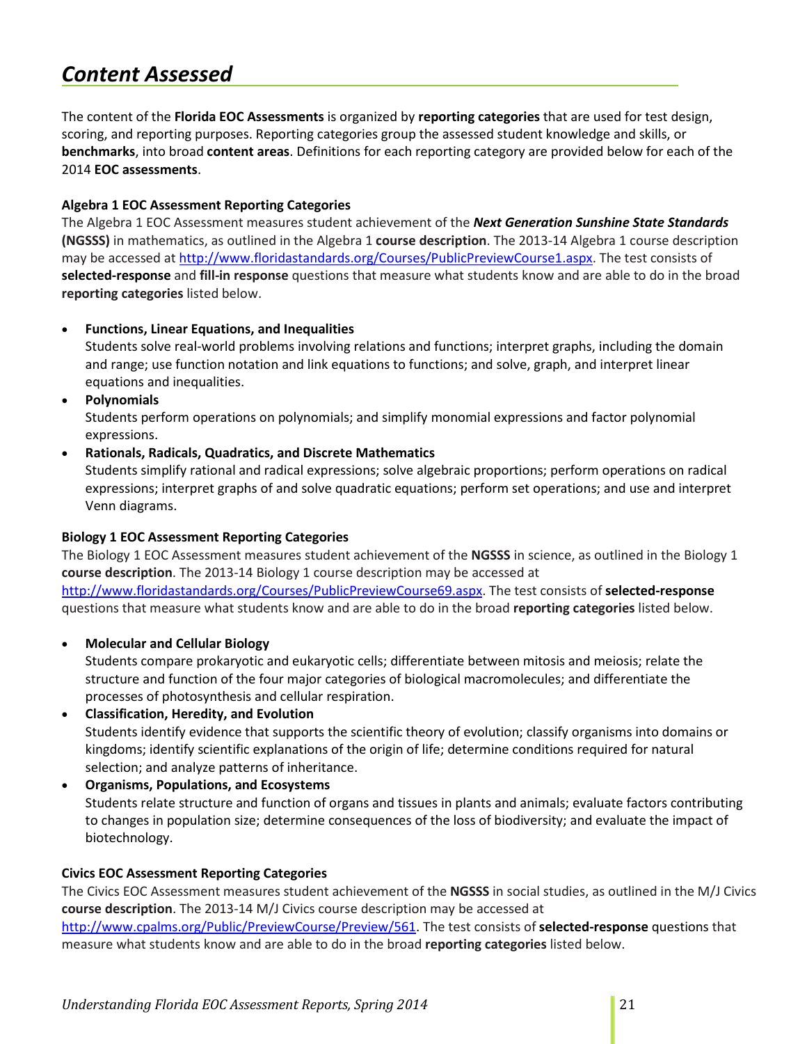# *Content Assessed*

The content of the **Florida EOC Assessments** is organized by **reporting categories** that are used for test design, scoring, and reporting purposes. Reporting categories group the assessed student knowledge and skills, or **benchmarks**, into broad **content areas**. Definitions for each reporting category are provided below for each of the 2014 **EOC assessments**.

**Algebra 1 EOC Assessment Reporting Categories**

The Algebra 1 EOC Assessment measures student achievement of the ***Next Generation Sunshine State Standards* (NGSSS)** in mathematics, as outlined in the Algebra 1 **course description**. The 2013-14 Algebra 1 course description may be accessed at http://www.floridastandards.org/Courses/PublicPreviewCourse1.aspx. The test consists of **selected-response** and **fill-in response** questions that measure what students know and are able to do in the broad **reporting categories** listed below.

- **Functions, Linear Equations, and Inequalities**
  Students solve real-world problems involving relations and functions; interpret graphs, including the domain and range; use function notation and link equations to functions; and solve, graph, and interpret linear equations and inequalities.
- **Polynomials**
  Students perform operations on polynomials; and simplify monomial expressions and factor polynomial expressions.
- **Rationals, Radicals, Quadratics, and Discrete Mathematics**
  Students simplify rational and radical expressions; solve algebraic proportions; perform operations on radical expressions; interpret graphs of and solve quadratic equations; perform set operations; and use and interpret Venn diagrams.

**Biology 1 EOC Assessment Reporting Categories**

The Biology 1 EOC Assessment measures student achievement of the **NGSSS** in science, as outlined in the Biology 1 **course description**. The 2013-14 Biology 1 course description may be accessed at http://www.floridastandards.org/Courses/PublicPreviewCourse69.aspx. The test consists of **selected-response** questions that measure what students know and are able to do in the broad **reporting categories** listed below.

- **Molecular and Cellular Biology**
  Students compare prokaryotic and eukaryotic cells; differentiate between mitosis and meiosis; relate the structure and function of the four major categories of biological macromolecules; and differentiate the processes of photosynthesis and cellular respiration.
- **Classification, Heredity, and Evolution**
  Students identify evidence that supports the scientific theory of evolution; classify organisms into domains or kingdoms; identify scientific explanations of the origin of life; determine conditions required for natural selection; and analyze patterns of inheritance.
- **Organisms, Populations, and Ecosystems**
  Students relate structure and function of organs and tissues in plants and animals; evaluate factors contributing to changes in population size; determine consequences of the loss of biodiversity; and evaluate the impact of biotechnology.

**Civics EOC Assessment Reporting Categories**

The Civics EOC Assessment measures student achievement of the **NGSSS** in social studies, as outlined in the M/J Civics **course description**. The 2013-14 M/J Civics course description may be accessed at http://www.cpalms.org/Public/PreviewCourse/Preview/561. The test consists of **selected-response** questions that measure what students know and are able to do in the broad **reporting categories** listed below.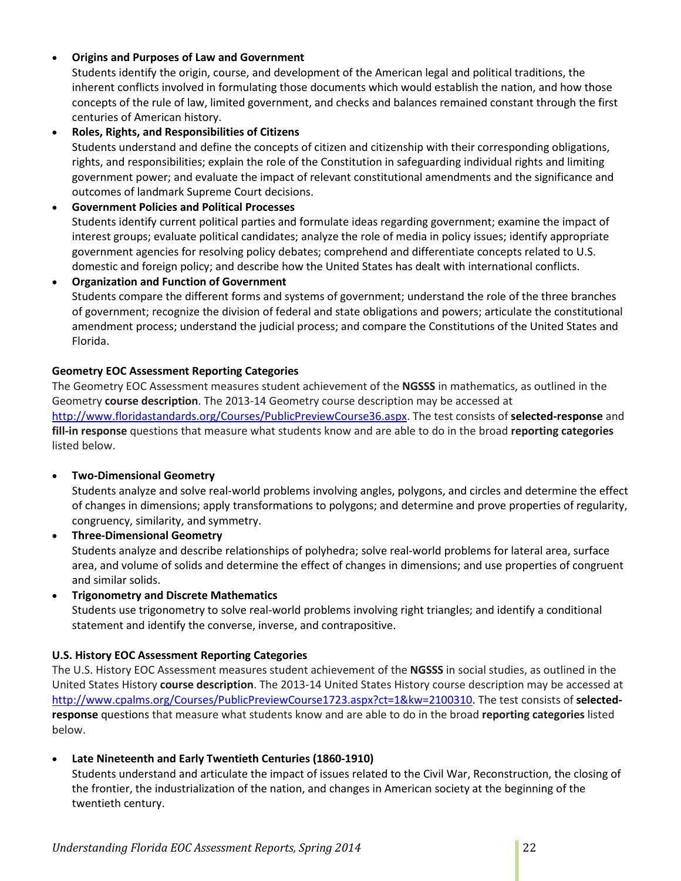- **Origins and Purposes of Law and Government**
  Students identify the origin, course, and development of the American legal and political traditions, the inherent conflicts involved in formulating those documents which would establish the nation, and how those concepts of the rule of law, limited government, and checks and balances remained constant through the first centuries of American history.
- **Roles, Rights, and Responsibilities of Citizens**
  Students understand and define the concepts of citizen and citizenship with their corresponding obligations, rights, and responsibilities; explain the role of the Constitution in safeguarding individual rights and limiting government power; and evaluate the impact of relevant constitutional amendments and the significance and outcomes of landmark Supreme Court decisions.
- **Government Policies and Political Processes**
  Students identify current political parties and formulate ideas regarding government; examine the impact of interest groups; evaluate political candidates; analyze the role of media in policy issues; identify appropriate government agencies for resolving policy debates; comprehend and differentiate concepts related to U.S. domestic and foreign policy; and describe how the United States has dealt with international conflicts.
- **Organization and Function of Government**
  Students compare the different forms and systems of government; understand the role of the three branches of government; recognize the division of federal and state obligations and powers; articulate the constitutional amendment process; understand the judicial process; and compare the Constitutions of the United States and Florida.

**Geometry EOC Assessment Reporting Categories**

The Geometry EOC Assessment measures student achievement of the **NGSSS** in mathematics, as outlined in the Geometry **course description**. The 2013-14 Geometry course description may be accessed at http://www.floridastandards.org/Courses/PublicPreviewCourse36.aspx. The test consists of **selected-response** and **fill-in response** questions that measure what students know and are able to do in the broad **reporting categories** listed below.

- **Two-Dimensional Geometry**
  Students analyze and solve real-world problems involving angles, polygons, and circles and determine the effect of changes in dimensions; apply transformations to polygons; and determine and prove properties of regularity, congruency, similarity, and symmetry.
- **Three-Dimensional Geometry**
  Students analyze and describe relationships of polyhedra; solve real-world problems for lateral area, surface area, and volume of solids and determine the effect of changes in dimensions; and use properties of congruent and similar solids.
- **Trigonometry and Discrete Mathematics**
  Students use trigonometry to solve real-world problems involving right triangles; and identify a conditional statement and identify the converse, inverse, and contrapositive.

**U.S. History EOC Assessment Reporting Categories**

The U.S. History EOC Assessment measures student achievement of the **NGSSS** in social studies, as outlined in the United States History **course description**. The 2013-14 United States History course description may be accessed at http://www.cpalms.org/Courses/PublicPreviewCourse1723.aspx?ct=1&kw=2100310. The test consists of **selected-response** questions that measure what students know and are able to do in the broad **reporting categories** listed below.

- **Late Nineteenth and Early Twentieth Centuries (1860-1910)**
  Students understand and articulate the impact of issues related to the Civil War, Reconstruction, the closing of the frontier, the industrialization of the nation, and changes in American society at the beginning of the twentieth century.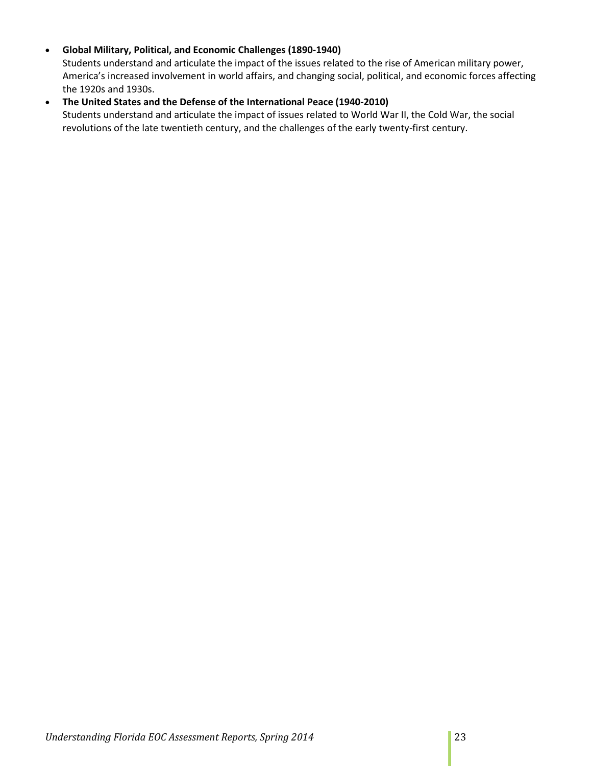- **Global Military, Political, and Economic Challenges (1890-1940)**
  Students understand and articulate the impact of the issues related to the rise of American military power, America's increased involvement in world affairs, and changing social, political, and economic forces affecting the 1920s and 1930s.
- **The United States and the Defense of the International Peace (1940-2010)**
  Students understand and articulate the impact of issues related to World War II, the Cold War, the social revolutions of the late twentieth century, and the challenges of the early twenty-first century.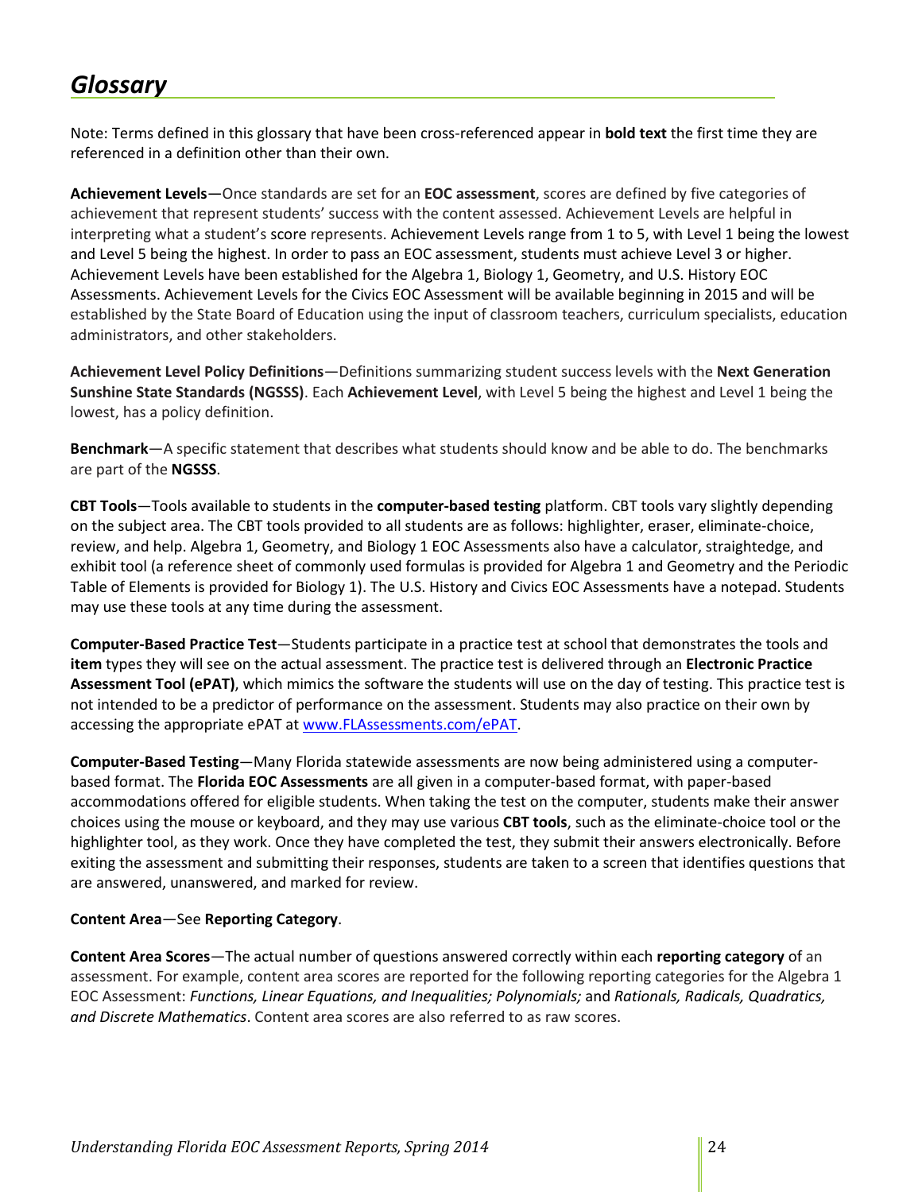# *Glossary*

Note: Terms defined in this glossary that have been cross-referenced appear in **bold text** the first time they are referenced in a definition other than their own.

**Achievement Levels**—Once standards are set for an **EOC assessment**, scores are defined by five categories of achievement that represent students' success with the content assessed. Achievement Levels are helpful in interpreting what a student's score represents. Achievement Levels range from 1 to 5, with Level 1 being the lowest and Level 5 being the highest. In order to pass an EOC assessment, students must achieve Level 3 or higher. Achievement Levels have been established for the Algebra 1, Biology 1, Geometry, and U.S. History EOC Assessments. Achievement Levels for the Civics EOC Assessment will be available beginning in 2015 and will be established by the State Board of Education using the input of classroom teachers, curriculum specialists, education administrators, and other stakeholders.

**Achievement Level Policy Definitions**—Definitions summarizing student success levels with the **Next Generation Sunshine State Standards (NGSSS)**. Each **Achievement Level**, with Level 5 being the highest and Level 1 being the lowest, has a policy definition.

**Benchmark**—A specific statement that describes what students should know and be able to do. The benchmarks are part of the **NGSSS**.

**CBT Tools**—Tools available to students in the **computer-based testing** platform. CBT tools vary slightly depending on the subject area. The CBT tools provided to all students are as follows: highlighter, eraser, eliminate-choice, review, and help. Algebra 1, Geometry, and Biology 1 EOC Assessments also have a calculator, straightedge, and exhibit tool (a reference sheet of commonly used formulas is provided for Algebra 1 and Geometry and the Periodic Table of Elements is provided for Biology 1). The U.S. History and Civics EOC Assessments have a notepad. Students may use these tools at any time during the assessment.

**Computer-Based Practice Test**—Students participate in a practice test at school that demonstrates the tools and **item** types they will see on the actual assessment. The practice test is delivered through an **Electronic Practice Assessment Tool (ePAT)**, which mimics the software the students will use on the day of testing. This practice test is not intended to be a predictor of performance on the assessment. Students may also practice on their own by accessing the appropriate ePAT at [www.FLAssessments.com/ePAT](http://www.FLAssessments.com/ePAT).

**Computer-Based Testing**—Many Florida statewide assessments are now being administered using a computer-based format. The **Florida EOC Assessments** are all given in a computer-based format, with paper-based accommodations offered for eligible students. When taking the test on the computer, students make their answer choices using the mouse or keyboard, and they may use various **CBT tools**, such as the eliminate-choice tool or the highlighter tool, as they work. Once they have completed the test, they submit their answers electronically. Before exiting the assessment and submitting their responses, students are taken to a screen that identifies questions that are answered, unanswered, and marked for review.

**Content Area**—See **Reporting Category**.

**Content Area Scores**—The actual number of questions answered correctly within each **reporting category** of an assessment. For example, content area scores are reported for the following reporting categories for the Algebra 1 EOC Assessment: *Functions, Linear Equations, and Inequalities; Polynomials;* and *Rationals, Radicals, Quadratics, and Discrete Mathematics*. Content area scores are also referred to as raw scores.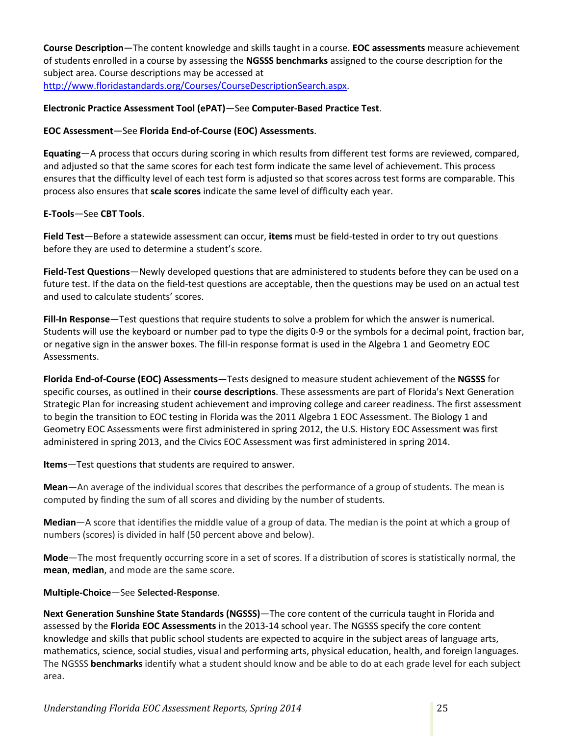**Course Description**—The content knowledge and skills taught in a course. **EOC assessments** measure achievement of students enrolled in a course by assessing the **NGSSS benchmarks** assigned to the course description for the subject area. Course descriptions may be accessed at http://www.floridastandards.org/Courses/CourseDescriptionSearch.aspx.

**Electronic Practice Assessment Tool (ePAT)**—See **Computer-Based Practice Test**.

**EOC Assessment**—See **Florida End-of-Course (EOC) Assessments**.

**Equating**—A process that occurs during scoring in which results from different test forms are reviewed, compared, and adjusted so that the same scores for each test form indicate the same level of achievement. This process ensures that the difficulty level of each test form is adjusted so that scores across test forms are comparable. This process also ensures that **scale scores** indicate the same level of difficulty each year.

**E-Tools**—See **CBT Tools**.

**Field Test**—Before a statewide assessment can occur, **items** must be field-tested in order to try out questions before they are used to determine a student's score.

**Field-Test Questions**—Newly developed questions that are administered to students before they can be used on a future test. If the data on the field-test questions are acceptable, then the questions may be used on an actual test and used to calculate students' scores.

**Fill-In Response**—Test questions that require students to solve a problem for which the answer is numerical. Students will use the keyboard or number pad to type the digits 0-9 or the symbols for a decimal point, fraction bar, or negative sign in the answer boxes. The fill-in response format is used in the Algebra 1 and Geometry EOC Assessments.

**Florida End-of-Course (EOC) Assessments**—Tests designed to measure student achievement of the **NGSSS** for specific courses, as outlined in their **course descriptions**. These assessments are part of Florida's Next Generation Strategic Plan for increasing student achievement and improving college and career readiness. The first assessment to begin the transition to EOC testing in Florida was the 2011 Algebra 1 EOC Assessment. The Biology 1 and Geometry EOC Assessments were first administered in spring 2012, the U.S. History EOC Assessment was first administered in spring 2013, and the Civics EOC Assessment was first administered in spring 2014.

**Items**—Test questions that students are required to answer.

**Mean**—An average of the individual scores that describes the performance of a group of students. The mean is computed by finding the sum of all scores and dividing by the number of students.

**Median**—A score that identifies the middle value of a group of data. The median is the point at which a group of numbers (scores) is divided in half (50 percent above and below).

**Mode**—The most frequently occurring score in a set of scores. If a distribution of scores is statistically normal, the **mean**, **median**, and mode are the same score.

**Multiple-Choice**—See **Selected-Response**.

**Next Generation Sunshine State Standards (NGSSS)**—The core content of the curricula taught in Florida and assessed by the **Florida EOC Assessments** in the 2013-14 school year. The NGSSS specify the core content knowledge and skills that public school students are expected to acquire in the subject areas of language arts, mathematics, science, social studies, visual and performing arts, physical education, health, and foreign languages. The NGSSS **benchmarks** identify what a student should know and be able to do at each grade level for each subject area.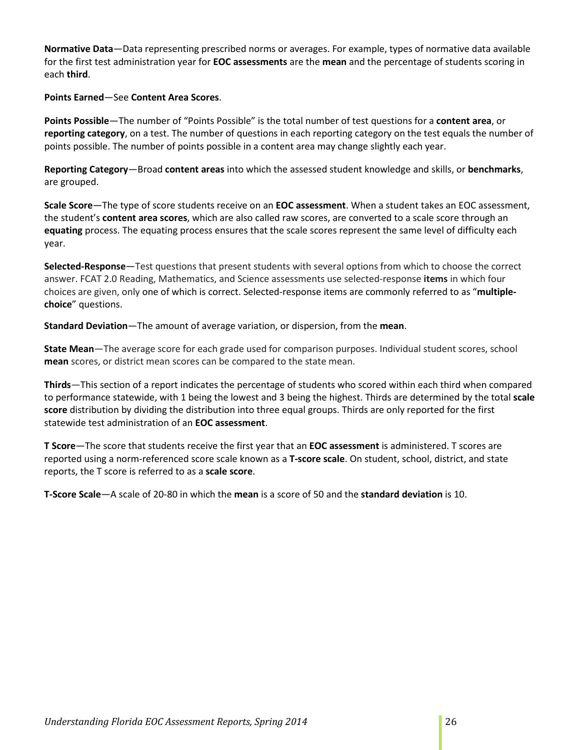**Normative Data**—Data representing prescribed norms or averages. For example, types of normative data available for the first test administration year for **EOC assessments** are the **mean** and the percentage of students scoring in each **third**.

**Points Earned**—See **Content Area Scores**.

**Points Possible**—The number of "Points Possible" is the total number of test questions for a **content area**, or **reporting category**, on a test. The number of questions in each reporting category on the test equals the number of points possible. The number of points possible in a content area may change slightly each year.

**Reporting Category**—Broad **content areas** into which the assessed student knowledge and skills, or **benchmarks**, are grouped.

**Scale Score**—The type of score students receive on an **EOC assessment**. When a student takes an EOC assessment, the student's **content area scores**, which are also called raw scores, are converted to a scale score through an **equating** process. The equating process ensures that the scale scores represent the same level of difficulty each year.

**Selected-Response**—Test questions that present students with several options from which to choose the correct answer. FCAT 2.0 Reading, Mathematics, and Science assessments use selected-response **items** in which four choices are given, only one of which is correct. Selected-response items are commonly referred to as "**multiple-choice**" questions.

**Standard Deviation**—The amount of average variation, or dispersion, from the **mean**.

**State Mean**—The average score for each grade used for comparison purposes. Individual student scores, school **mean** scores, or district mean scores can be compared to the state mean.

**Thirds**—This section of a report indicates the percentage of students who scored within each third when compared to performance statewide, with 1 being the lowest and 3 being the highest. Thirds are determined by the total **scale score** distribution by dividing the distribution into three equal groups. Thirds are only reported for the first statewide test administration of an **EOC assessment**.

**T Score**—The score that students receive the first year that an **EOC assessment** is administered. T scores are reported using a norm-referenced score scale known as a **T-score scale**. On student, school, district, and state reports, the T score is referred to as a **scale score**.

**T-Score Scale**—A scale of 20-80 in which the **mean** is a score of 50 and the **standard deviation** is 10.